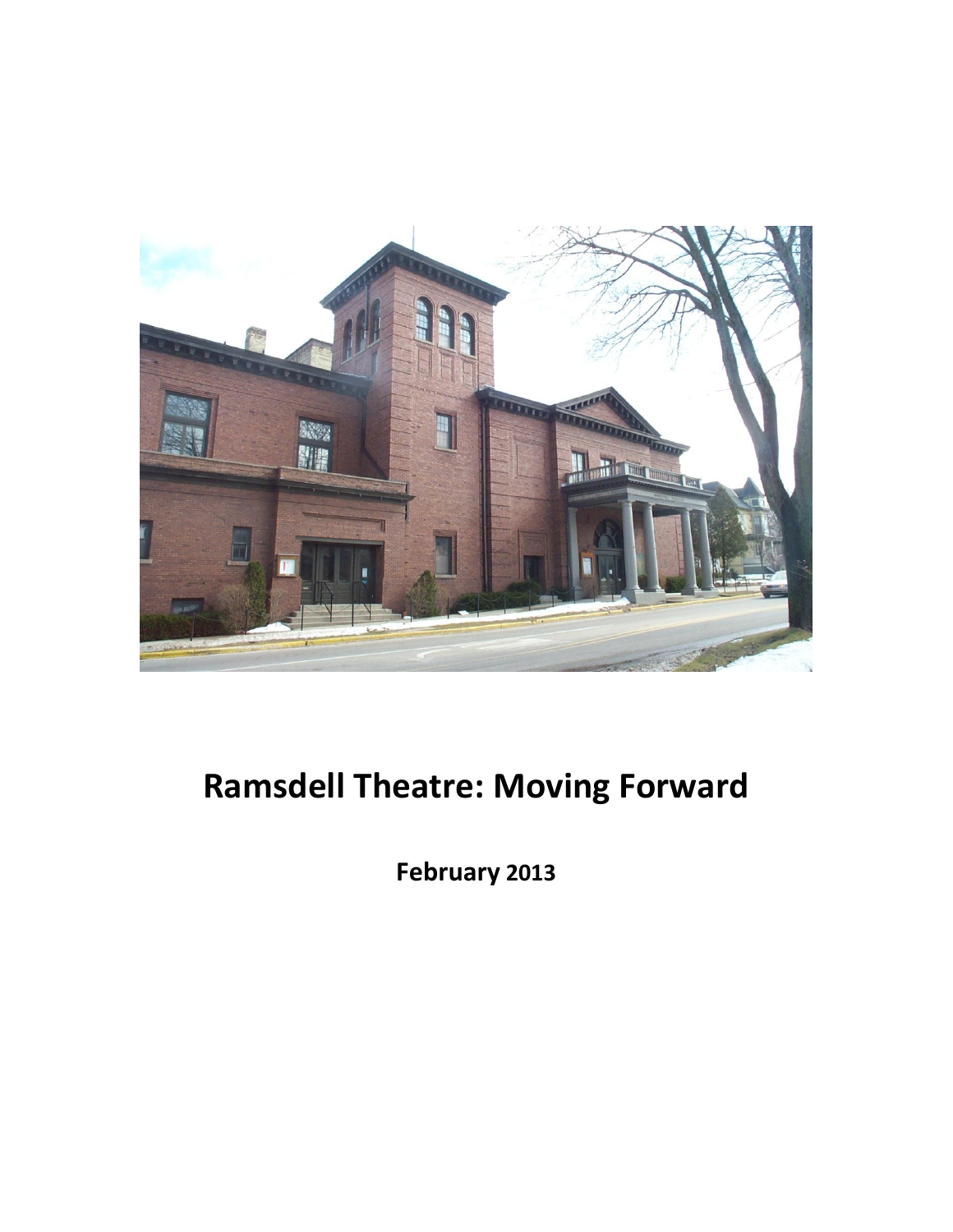# Ramsdell Theatre: Moving Forward

**February 2013**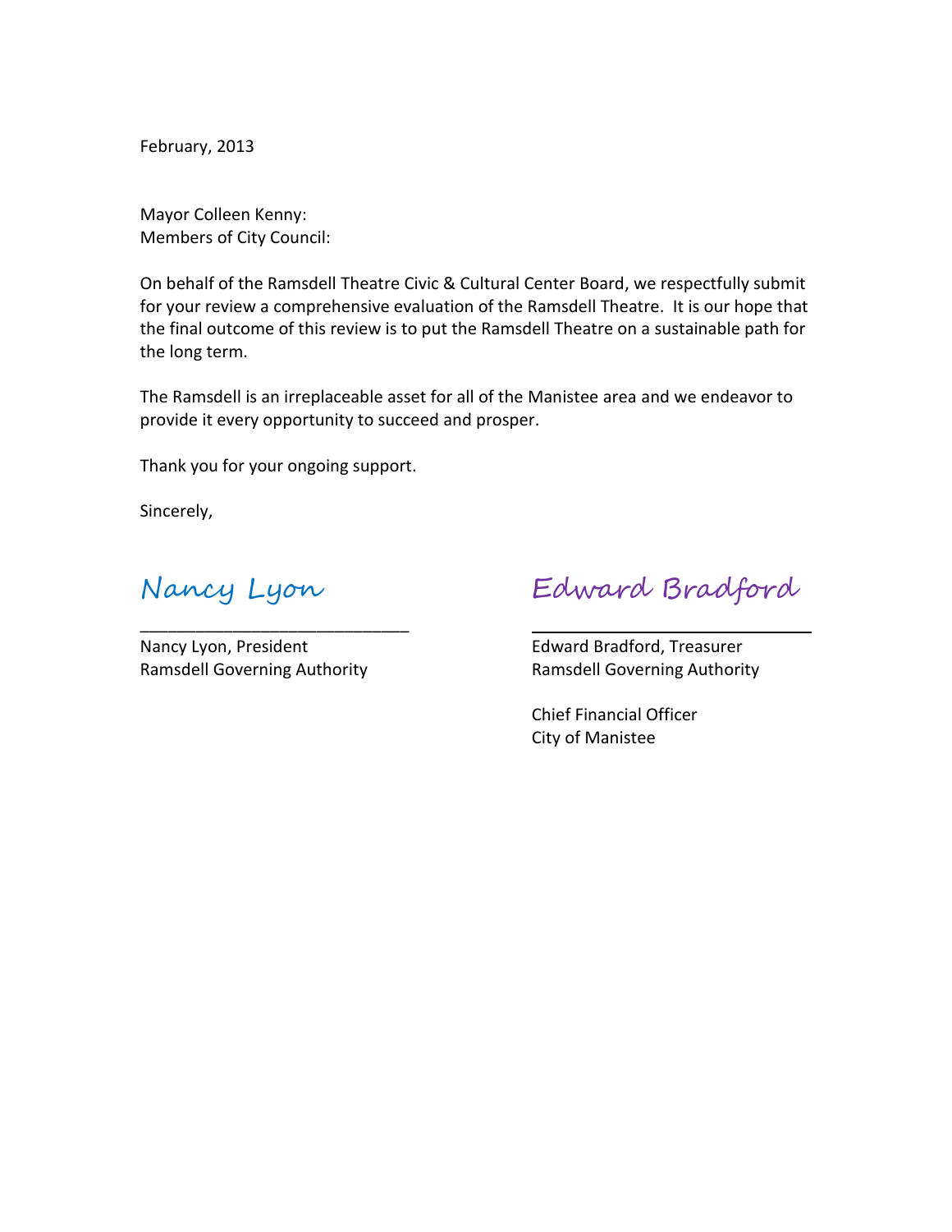February, 2013

Mayor Colleen Kenny:
Members of City Council:

On behalf of the Ramsdell Theatre Civic & Cultural Center Board, we respectfully submit for your review a comprehensive evaluation of the Ramsdell Theatre. It is our hope that the final outcome of this review is to put the Ramsdell Theatre on a sustainable path for the long term.

The Ramsdell is an irreplaceable asset for all of the Manistee area and we endeavor to provide it every opportunity to succeed and prosper.

Thank you for your ongoing support.

Sincerely,

Nancy Lyon
\_\_\_\_\_\_\_\_\_\_\_\_\_\_\_\_\_\_\_\_\_\_\_\_\_\_\_\_
Nancy Lyon, President
Ramsdell Governing Authority

Edward Bradford
\_\_\_\_\_\_\_\_\_\_\_\_\_\_\_\_\_\_\_\_\_\_\_\_\_\_\_\_
Edward Bradford, Treasurer
Ramsdell Governing Authority

Chief Financial Officer
City of Manistee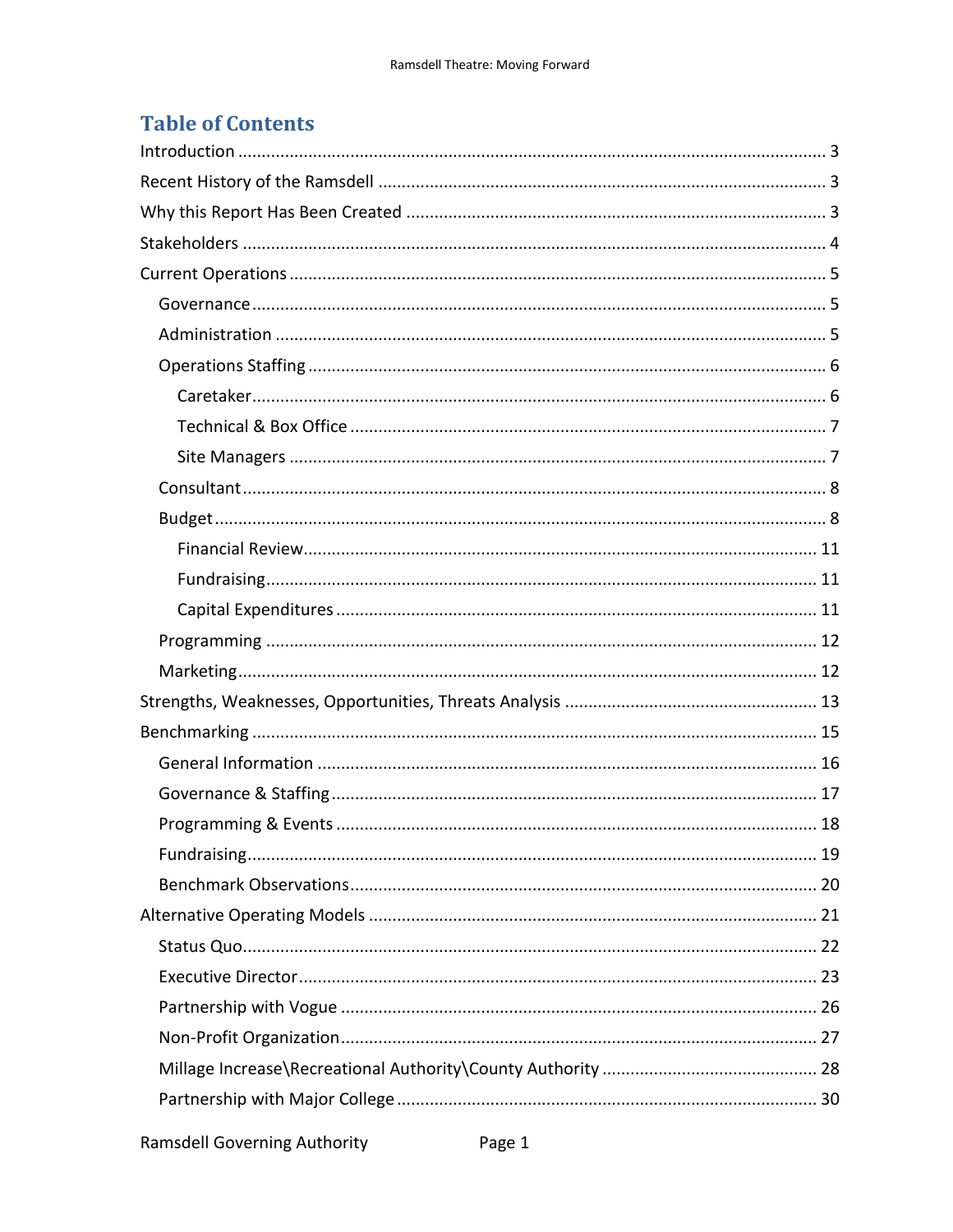# Table of Contents

- Introduction ... 3
- Recent History of the Ramsdell ... 3
- Why this Report Has Been Created ... 3
- Stakeholders ... 4
- Current Operations ... 5
  - Governance ... 5
  - Administration ... 5
  - Operations Staffing ... 6
    - Caretaker ... 6
    - Technical & Box Office ... 7
    - Site Managers ... 7
  - Consultant ... 8
  - Budget ... 8
    - Financial Review ... 11
    - Fundraising ... 11
    - Capital Expenditures ... 11
  - Programming ... 12
  - Marketing ... 12
- Strengths, Weaknesses, Opportunities, Threats Analysis ... 13
- Benchmarking ... 15
  - General Information ... 16
  - Governance & Staffing ... 17
  - Programming & Events ... 18
  - Fundraising ... 19
  - Benchmark Observations ... 20
- Alternative Operating Models ... 21
  - Status Quo ... 22
  - Executive Director ... 23
  - Partnership with Vogue ... 26
  - Non-Profit Organization ... 27
  - Millage Increase\Recreational Authority\County Authority ... 28
  - Partnership with Major College ... 30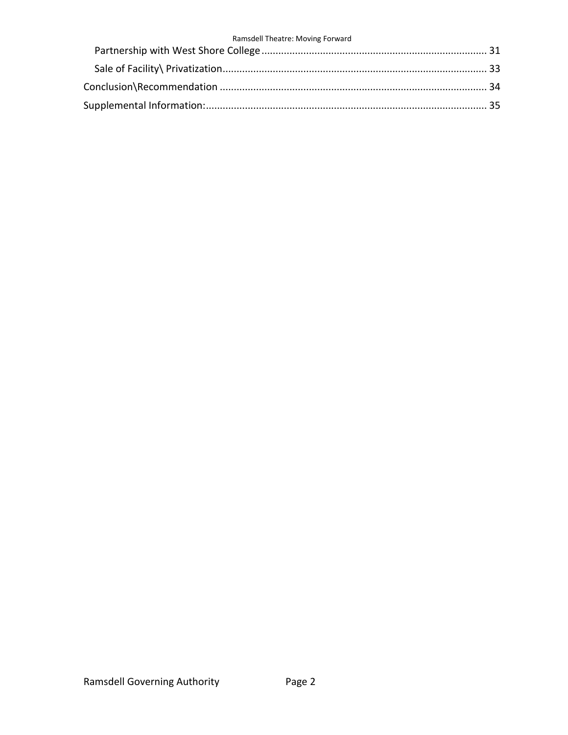- Partnership with West Shore College ... 31
- Sale of Facility\ Privatization ... 33

Conclusion\Recommendation ... 34

Supplemental Information: ... 35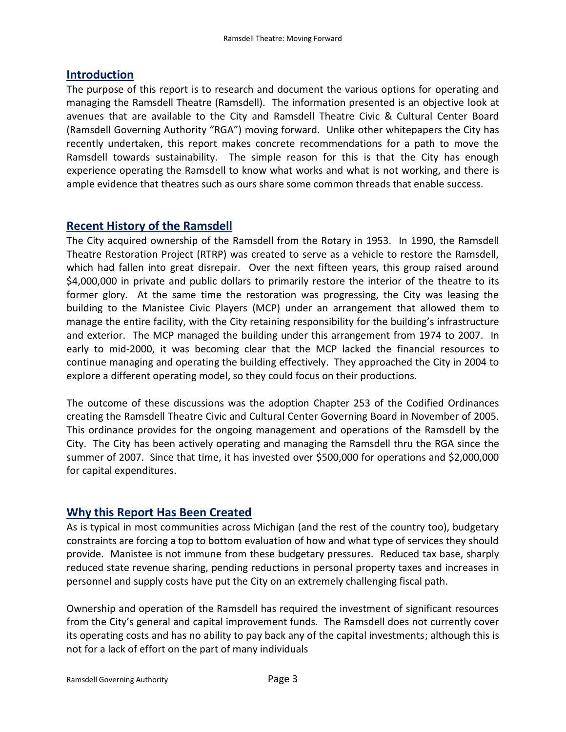## Introduction

The purpose of this report is to research and document the various options for operating and managing the Ramsdell Theatre (Ramsdell). The information presented is an objective look at avenues that are available to the City and Ramsdell Theatre Civic & Cultural Center Board (Ramsdell Governing Authority "RGA") moving forward. Unlike other whitepapers the City has recently undertaken, this report makes concrete recommendations for a path to move the Ramsdell towards sustainability. The simple reason for this is that the City has enough experience operating the Ramsdell to know what works and what is not working, and there is ample evidence that theatres such as ours share some common threads that enable success.

## Recent History of the Ramsdell

The City acquired ownership of the Ramsdell from the Rotary in 1953. In 1990, the Ramsdell Theatre Restoration Project (RTRP) was created to serve as a vehicle to restore the Ramsdell, which had fallen into great disrepair. Over the next fifteen years, this group raised around $4,000,000 in private and public dollars to primarily restore the interior of the theatre to its former glory. At the same time the restoration was progressing, the City was leasing the building to the Manistee Civic Players (MCP) under an arrangement that allowed them to manage the entire facility, with the City retaining responsibility for the building's infrastructure and exterior. The MCP managed the building under this arrangement from 1974 to 2007. In early to mid-2000, it was becoming clear that the MCP lacked the financial resources to continue managing and operating the building effectively. They approached the City in 2004 to explore a different operating model, so they could focus on their productions.

The outcome of these discussions was the adoption Chapter 253 of the Codified Ordinances creating the Ramsdell Theatre Civic and Cultural Center Governing Board in November of 2005. This ordinance provides for the ongoing management and operations of the Ramsdell by the City. The City has been actively operating and managing the Ramsdell thru the RGA since the summer of 2007. Since that time, it has invested over $500,000 for operations and $2,000,000 for capital expenditures.

## Why this Report Has Been Created

As is typical in most communities across Michigan (and the rest of the country too), budgetary constraints are forcing a top to bottom evaluation of how and what type of services they should provide. Manistee is not immune from these budgetary pressures. Reduced tax base, sharply reduced state revenue sharing, pending reductions in personal property taxes and increases in personnel and supply costs have put the City on an extremely challenging fiscal path.

Ownership and operation of the Ramsdell has required the investment of significant resources from the City's general and capital improvement funds. The Ramsdell does not currently cover its operating costs and has no ability to pay back any of the capital investments; although this is not for a lack of effort on the part of many individuals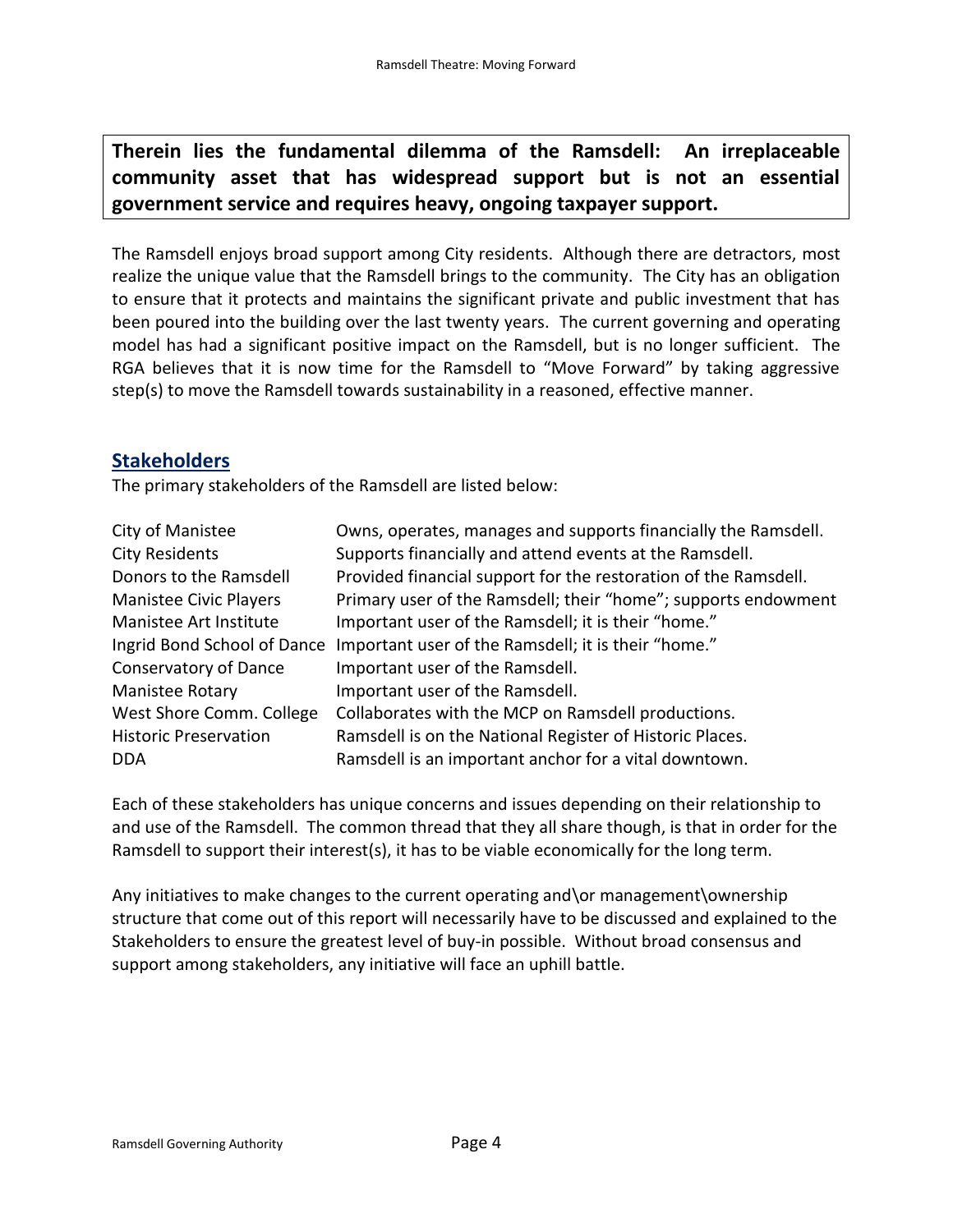**Therein lies the fundamental dilemma of the Ramsdell: An irreplaceable community asset that has widespread support but is not an essential government service and requires heavy, ongoing taxpayer support.**

The Ramsdell enjoys broad support among City residents. Although there are detractors, most realize the unique value that the Ramsdell brings to the community. The City has an obligation to ensure that it protects and maintains the significant private and public investment that has been poured into the building over the last twenty years. The current governing and operating model has had a significant positive impact on the Ramsdell, but is no longer sufficient. The RGA believes that it is now time for the Ramsdell to "Move Forward" by taking aggressive step(s) to move the Ramsdell towards sustainability in a reasoned, effective manner.

## Stakeholders

The primary stakeholders of the Ramsdell are listed below:

| | |
|---|---|
| City of Manistee | Owns, operates, manages and supports financially the Ramsdell. |
| City Residents | Supports financially and attend events at the Ramsdell. |
| Donors to the Ramsdell | Provided financial support for the restoration of the Ramsdell. |
| Manistee Civic Players | Primary user of the Ramsdell; their "home"; supports endowment |
| Manistee Art Institute | Important user of the Ramsdell; it is their "home." |
| Ingrid Bond School of Dance | Important user of the Ramsdell; it is their "home." |
| Conservatory of Dance | Important user of the Ramsdell. |
| Manistee Rotary | Important user of the Ramsdell. |
| West Shore Comm. College | Collaborates with the MCP on Ramsdell productions. |
| Historic Preservation | Ramsdell is on the National Register of Historic Places. |
| DDA | Ramsdell is an important anchor for a vital downtown. |

Each of these stakeholders has unique concerns and issues depending on their relationship to and use of the Ramsdell. The common thread that they all share though, is that in order for the Ramsdell to support their interest(s), it has to be viable economically for the long term.

Any initiatives to make changes to the current operating and\or management\ownership structure that come out of this report will necessarily have to be discussed and explained to the Stakeholders to ensure the greatest level of buy-in possible. Without broad consensus and support among stakeholders, any initiative will face an uphill battle.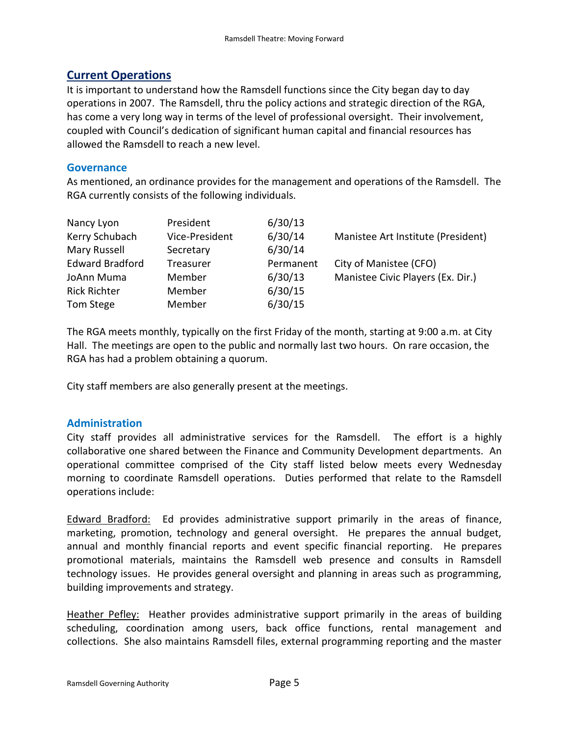## Current Operations

It is important to understand how the Ramsdell functions since the City began day to day operations in 2007. The Ramsdell, thru the policy actions and strategic direction of the RGA, has come a very long way in terms of the level of professional oversight. Their involvement, coupled with Council's dedication of significant human capital and financial resources has allowed the Ramsdell to reach a new level.

### Governance

As mentioned, an ordinance provides for the management and operations of the Ramsdell. The RGA currently consists of the following individuals.

| | | | |
|---|---|---|---|
| Nancy Lyon | President | 6/30/13 | |
| Kerry Schubach | Vice-President | 6/30/14 | Manistee Art Institute (President) |
| Mary Russell | Secretary | 6/30/14 | |
| Edward Bradford | Treasurer | Permanent | City of Manistee (CFO) |
| JoAnn Muma | Member | 6/30/13 | Manistee Civic Players (Ex. Dir.) |
| Rick Richter | Member | 6/30/15 | |
| Tom Stege | Member | 6/30/15 | |

The RGA meets monthly, typically on the first Friday of the month, starting at 9:00 a.m. at City Hall. The meetings are open to the public and normally last two hours. On rare occasion, the RGA has had a problem obtaining a quorum.

City staff members are also generally present at the meetings.

### Administration

City staff provides all administrative services for the Ramsdell. The effort is a highly collaborative one shared between the Finance and Community Development departments. An operational committee comprised of the City staff listed below meets every Wednesday morning to coordinate Ramsdell operations. Duties performed that relate to the Ramsdell operations include:

Edward Bradford: Ed provides administrative support primarily in the areas of finance, marketing, promotion, technology and general oversight. He prepares the annual budget, annual and monthly financial reports and event specific financial reporting. He prepares promotional materials, maintains the Ramsdell web presence and consults in Ramsdell technology issues. He provides general oversight and planning in areas such as programming, building improvements and strategy.

Heather Pefley: Heather provides administrative support primarily in the areas of building scheduling, coordination among users, back office functions, rental management and collections. She also maintains Ramsdell files, external programming reporting and the master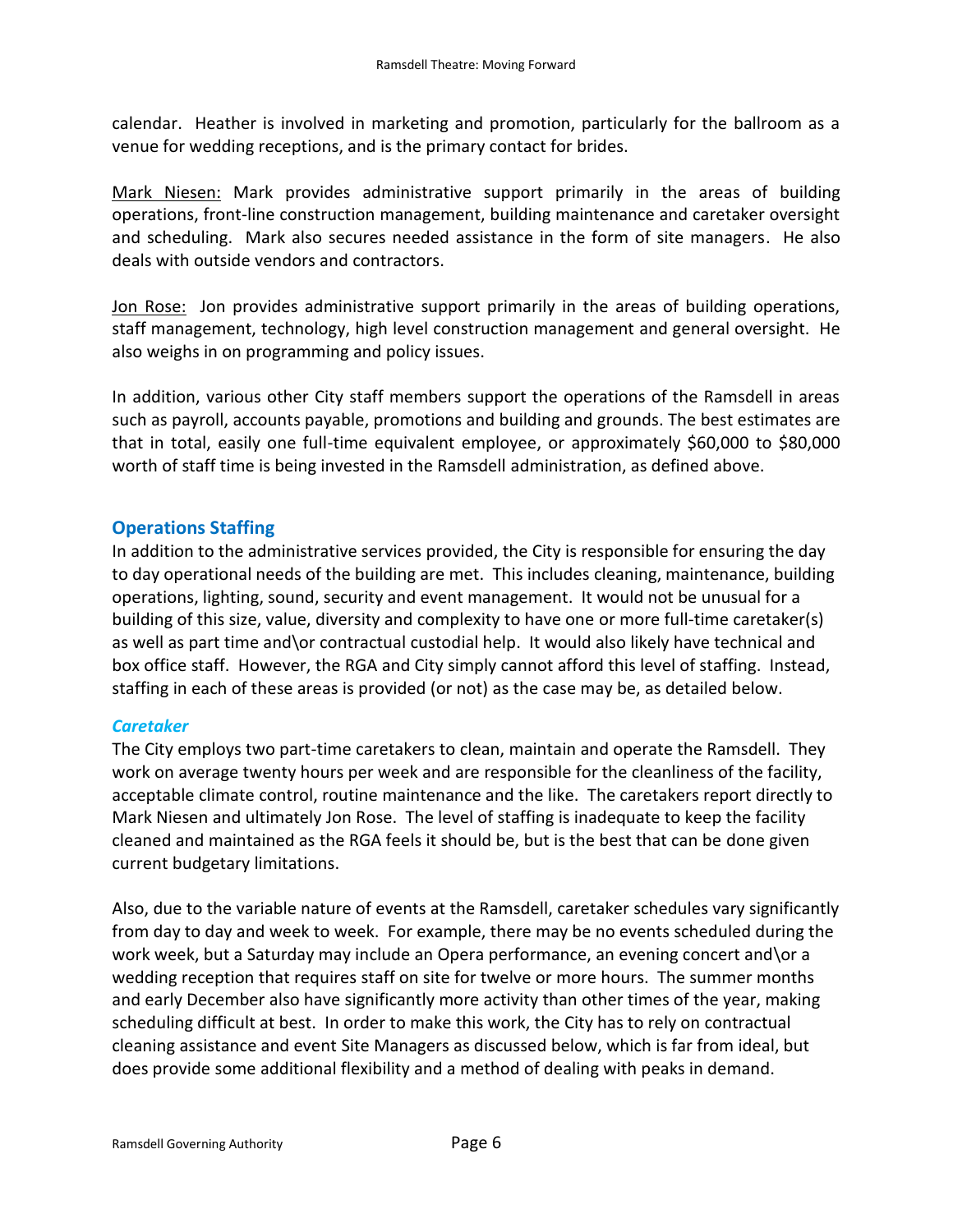calendar. Heather is involved in marketing and promotion, particularly for the ballroom as a venue for wedding receptions, and is the primary contact for brides.

Mark Niesen: Mark provides administrative support primarily in the areas of building operations, front-line construction management, building maintenance and caretaker oversight and scheduling. Mark also secures needed assistance in the form of site managers. He also deals with outside vendors and contractors.

Jon Rose: Jon provides administrative support primarily in the areas of building operations, staff management, technology, high level construction management and general oversight. He also weighs in on programming and policy issues.

In addition, various other City staff members support the operations of the Ramsdell in areas such as payroll, accounts payable, promotions and building and grounds. The best estimates are that in total, easily one full-time equivalent employee, or approximately $60,000 to $80,000 worth of staff time is being invested in the Ramsdell administration, as defined above.

## Operations Staffing

In addition to the administrative services provided, the City is responsible for ensuring the day to day operational needs of the building are met. This includes cleaning, maintenance, building operations, lighting, sound, security and event management. It would not be unusual for a building of this size, value, diversity and complexity to have one or more full-time caretaker(s) as well as part time and\or contractual custodial help. It would also likely have technical and box office staff. However, the RGA and City simply cannot afford this level of staffing. Instead, staffing in each of these areas is provided (or not) as the case may be, as detailed below.

### *Caretaker*

The City employs two part-time caretakers to clean, maintain and operate the Ramsdell. They work on average twenty hours per week and are responsible for the cleanliness of the facility, acceptable climate control, routine maintenance and the like. The caretakers report directly to Mark Niesen and ultimately Jon Rose. The level of staffing is inadequate to keep the facility cleaned and maintained as the RGA feels it should be, but is the best that can be done given current budgetary limitations.

Also, due to the variable nature of events at the Ramsdell, caretaker schedules vary significantly from day to day and week to week. For example, there may be no events scheduled during the work week, but a Saturday may include an Opera performance, an evening concert and\or a wedding reception that requires staff on site for twelve or more hours. The summer months and early December also have significantly more activity than other times of the year, making scheduling difficult at best. In order to make this work, the City has to rely on contractual cleaning assistance and event Site Managers as discussed below, which is far from ideal, but does provide some additional flexibility and a method of dealing with peaks in demand.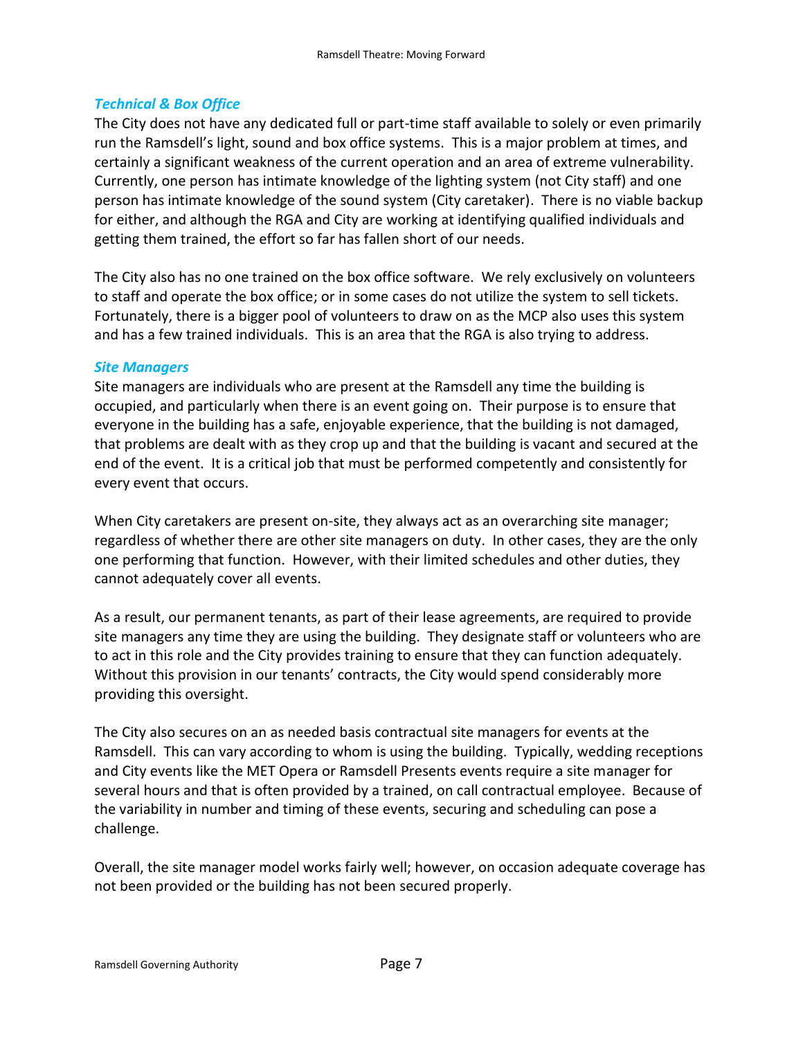### *Technical & Box Office*

The City does not have any dedicated full or part-time staff available to solely or even primarily run the Ramsdell's light, sound and box office systems. This is a major problem at times, and certainly a significant weakness of the current operation and an area of extreme vulnerability. Currently, one person has intimate knowledge of the lighting system (not City staff) and one person has intimate knowledge of the sound system (City caretaker). There is no viable backup for either, and although the RGA and City are working at identifying qualified individuals and getting them trained, the effort so far has fallen short of our needs.

The City also has no one trained on the box office software. We rely exclusively on volunteers to staff and operate the box office; or in some cases do not utilize the system to sell tickets. Fortunately, there is a bigger pool of volunteers to draw on as the MCP also uses this system and has a few trained individuals. This is an area that the RGA is also trying to address.

### *Site Managers*

Site managers are individuals who are present at the Ramsdell any time the building is occupied, and particularly when there is an event going on. Their purpose is to ensure that everyone in the building has a safe, enjoyable experience, that the building is not damaged, that problems are dealt with as they crop up and that the building is vacant and secured at the end of the event. It is a critical job that must be performed competently and consistently for every event that occurs.

When City caretakers are present on-site, they always act as an overarching site manager; regardless of whether there are other site managers on duty. In other cases, they are the only one performing that function. However, with their limited schedules and other duties, they cannot adequately cover all events.

As a result, our permanent tenants, as part of their lease agreements, are required to provide site managers any time they are using the building. They designate staff or volunteers who are to act in this role and the City provides training to ensure that they can function adequately. Without this provision in our tenants' contracts, the City would spend considerably more providing this oversight.

The City also secures on an as needed basis contractual site managers for events at the Ramsdell. This can vary according to whom is using the building. Typically, wedding receptions and City events like the MET Opera or Ramsdell Presents events require a site manager for several hours and that is often provided by a trained, on call contractual employee. Because of the variability in number and timing of these events, securing and scheduling can pose a challenge.

Overall, the site manager model works fairly well; however, on occasion adequate coverage has not been provided or the building has not been secured properly.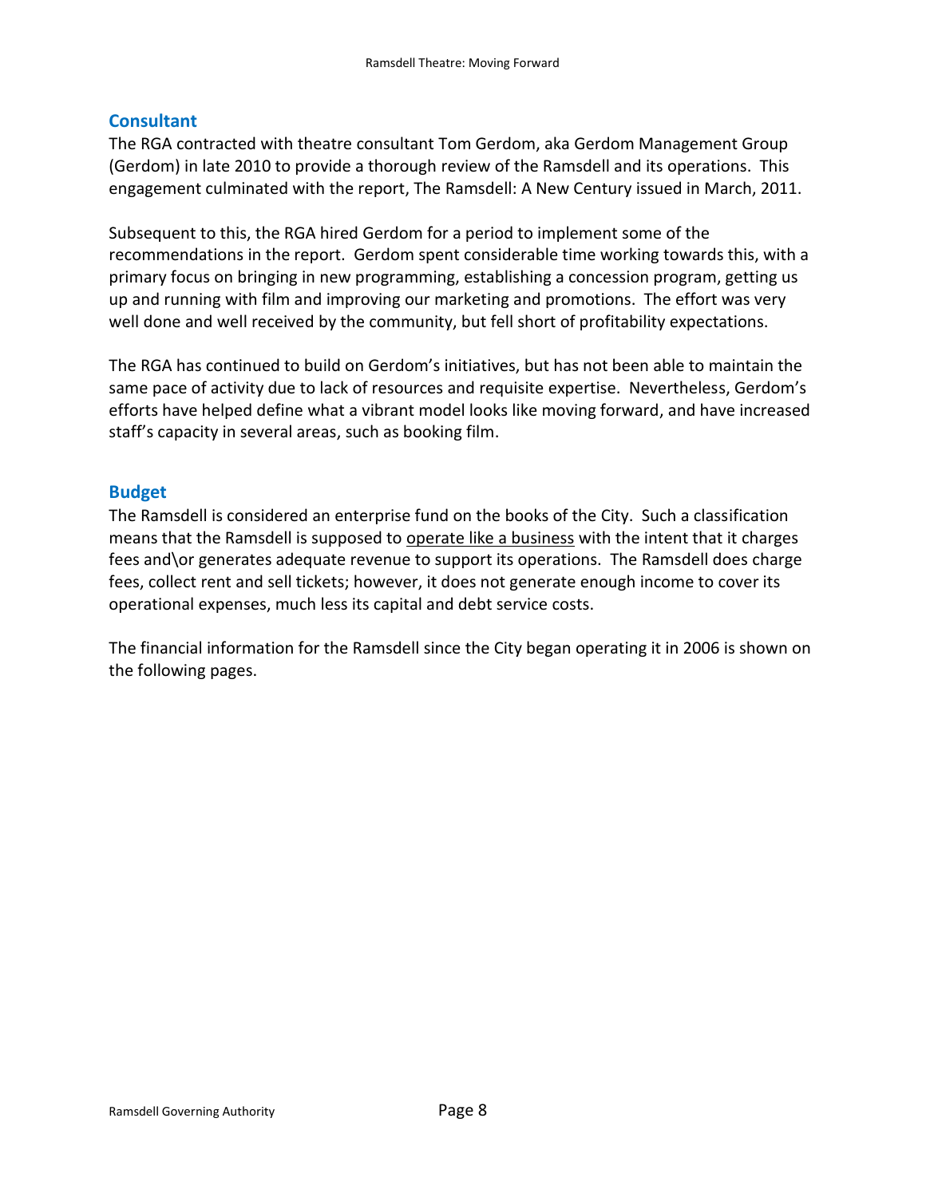## Consultant

The RGA contracted with theatre consultant Tom Gerdom, aka Gerdom Management Group (Gerdom) in late 2010 to provide a thorough review of the Ramsdell and its operations. This engagement culminated with the report, The Ramsdell: A New Century issued in March, 2011.

Subsequent to this, the RGA hired Gerdom for a period to implement some of the recommendations in the report. Gerdom spent considerable time working towards this, with a primary focus on bringing in new programming, establishing a concession program, getting us up and running with film and improving our marketing and promotions. The effort was very well done and well received by the community, but fell short of profitability expectations.

The RGA has continued to build on Gerdom's initiatives, but has not been able to maintain the same pace of activity due to lack of resources and requisite expertise. Nevertheless, Gerdom's efforts have helped define what a vibrant model looks like moving forward, and have increased staff's capacity in several areas, such as booking film.

## Budget

The Ramsdell is considered an enterprise fund on the books of the City. Such a classification means that the Ramsdell is supposed to <u>operate like a business</u> with the intent that it charges fees and\or generates adequate revenue to support its operations. The Ramsdell does charge fees, collect rent and sell tickets; however, it does not generate enough income to cover its operational expenses, much less its capital and debt service costs.

The financial information for the Ramsdell since the City began operating it in 2006 is shown on the following pages.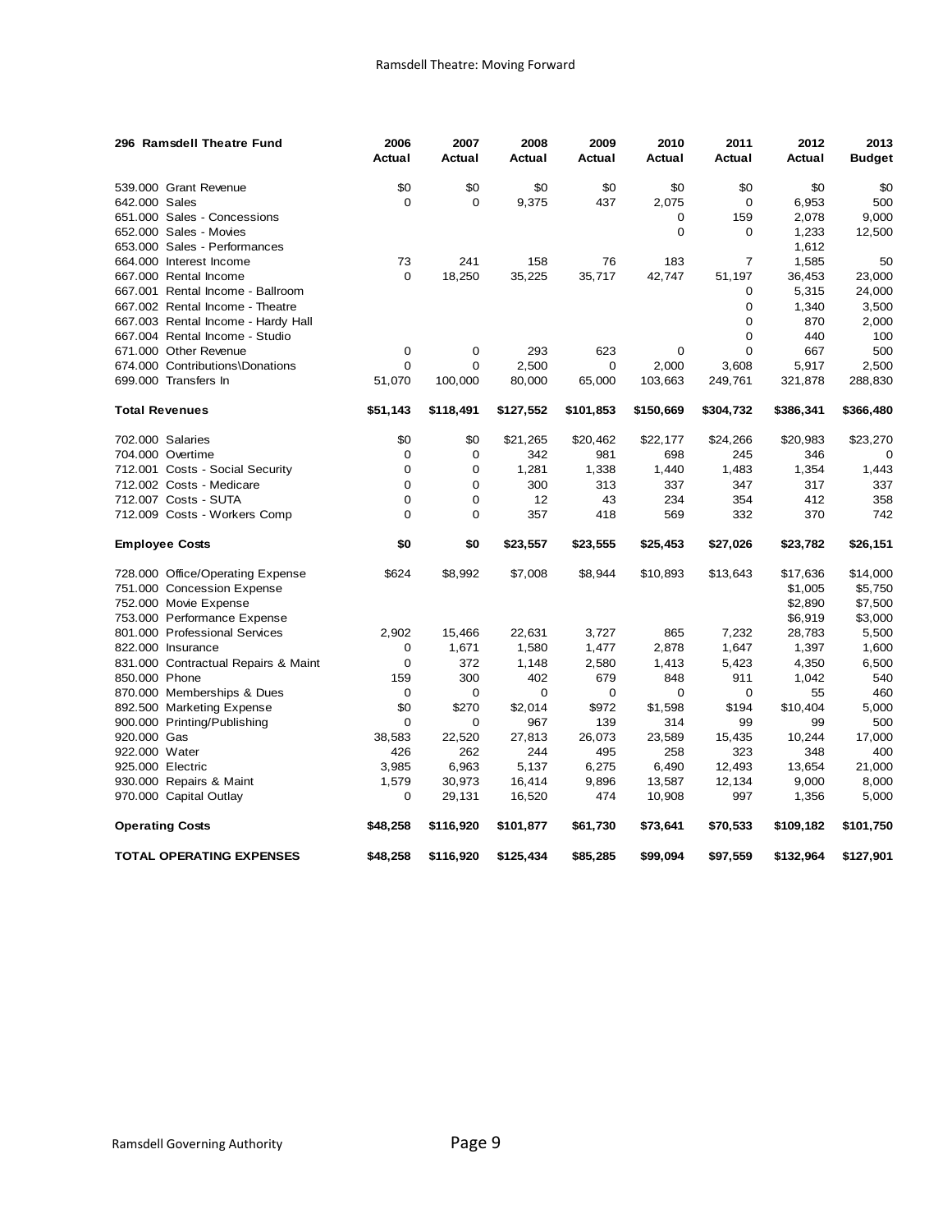| 296 Ramsdell Theatre Fund | 2006 Actual | 2007 Actual | 2008 Actual | 2009 Actual | 2010 Actual | 2011 Actual | 2012 Actual | 2013 Budget |
|---|---|---|---|---|---|---|---|---|
| 539.000 Grant Revenue | $0 | $0 | $0 | $0 | $0 | $0 | $0 | $0 |
| 642.000 Sales | 0 | 0 | 9,375 | 437 | 2,075 | 0 | 6,953 | 500 |
| 651.000 Sales - Concessions | | | | | 0 | 159 | 2,078 | 9,000 |
| 652.000 Sales - Movies | | | | | 0 | 0 | 1,233 | 12,500 |
| 653.000 Sales - Performances | | | | | | | 1,612 | |
| 664.000 Interest Income | 73 | 241 | 158 | 76 | 183 | 7 | 1,585 | 50 |
| 667.000 Rental Income | 0 | 18,250 | 35,225 | 35,717 | 42,747 | 51,197 | 36,453 | 23,000 |
| 667.001 Rental Income - Ballroom | | | | | | 0 | 5,315 | 24,000 |
| 667.002 Rental Income - Theatre | | | | | | 0 | 1,340 | 3,500 |
| 667.003 Rental Income - Hardy Hall | | | | | | 0 | 870 | 2,000 |
| 667.004 Rental Income - Studio | | | | | | 0 | 440 | 100 |
| 671.000 Other Revenue | 0 | 0 | 293 | 623 | 0 | 0 | 667 | 500 |
| 674.000 Contributions\Donations | 0 | 0 | 2,500 | 0 | 2,000 | 3,608 | 5,917 | 2,500 |
| 699.000 Transfers In | 51,070 | 100,000 | 80,000 | 65,000 | 103,663 | 249,761 | 321,878 | 288,830 |
| **Total Revenues** | **$51,143** | **$118,491** | **$127,552** | **$101,853** | **$150,669** | **$304,732** | **$386,341** | **$366,480** |
| 702.000 Salaries | $0 | $0 | $21,265 | $20,462 | $22,177 | $24,266 | $20,983 | $23,270 |
| 704.000 Overtime | 0 | 0 | 342 | 981 | 698 | 245 | 346 | 0 |
| 712.001 Costs - Social Security | 0 | 0 | 1,281 | 1,338 | 1,440 | 1,483 | 1,354 | 1,443 |
| 712.002 Costs - Medicare | 0 | 0 | 300 | 313 | 337 | 347 | 317 | 337 |
| 712.007 Costs - SUTA | 0 | 0 | 12 | 43 | 234 | 354 | 412 | 358 |
| 712.009 Costs - Workers Comp | 0 | 0 | 357 | 418 | 569 | 332 | 370 | 742 |
| **Employee Costs** | **$0** | **$0** | **$23,557** | **$23,555** | **$25,453** | **$27,026** | **$23,782** | **$26,151** |
| 728.000 Office/Operating Expense | $624 | $8,992 | $7,008 | $8,944 | $10,893 | $13,643 | $17,636 | $14,000 |
| 751.000 Concession Expense | | | | | | | $1,005 | $5,750 |
| 752.000 Movie Expense | | | | | | | $2,890 | $7,500 |
| 753.000 Performance Expense | | | | | | | $6,919 | $3,000 |
| 801.000 Professional Services | 2,902 | 15,466 | 22,631 | 3,727 | 865 | 7,232 | 28,783 | 5,500 |
| 822.000 Insurance | 0 | 1,671 | 1,580 | 1,477 | 2,878 | 1,647 | 1,397 | 1,600 |
| 831.000 Contractual Repairs & Maint | 0 | 372 | 1,148 | 2,580 | 1,413 | 5,423 | 4,350 | 6,500 |
| 850.000 Phone | 159 | 300 | 402 | 679 | 848 | 911 | 1,042 | 540 |
| 870.000 Memberships & Dues | 0 | 0 | 0 | 0 | 0 | 0 | 55 | 460 |
| 892.500 Marketing Expense | $0 | $270 | $2,014 | $972 | $1,598 | $194 | $10,404 | 5,000 |
| 900.000 Printing/Publishing | 0 | 0 | 967 | 139 | 314 | 99 | 99 | 500 |
| 920.000 Gas | 38,583 | 22,520 | 27,813 | 26,073 | 23,589 | 15,435 | 10,244 | 17,000 |
| 922.000 Water | 426 | 262 | 244 | 495 | 258 | 323 | 348 | 400 |
| 925.000 Electric | 3,985 | 6,963 | 5,137 | 6,275 | 6,490 | 12,493 | 13,654 | 21,000 |
| 930.000 Repairs & Maint | 1,579 | 30,973 | 16,414 | 9,896 | 13,587 | 12,134 | 9,000 | 8,000 |
| 970.000 Capital Outlay | 0 | 29,131 | 16,520 | 474 | 10,908 | 997 | 1,356 | 5,000 |
| **Operating Costs** | **$48,258** | **$116,920** | **$101,877** | **$61,730** | **$73,641** | **$70,533** | **$109,182** | **$101,750** |
| **TOTAL OPERATING EXPENSES** | **$48,258** | **$116,920** | **$125,434** | **$85,285** | **$99,094** | **$97,559** | **$132,964** | **$127,901** |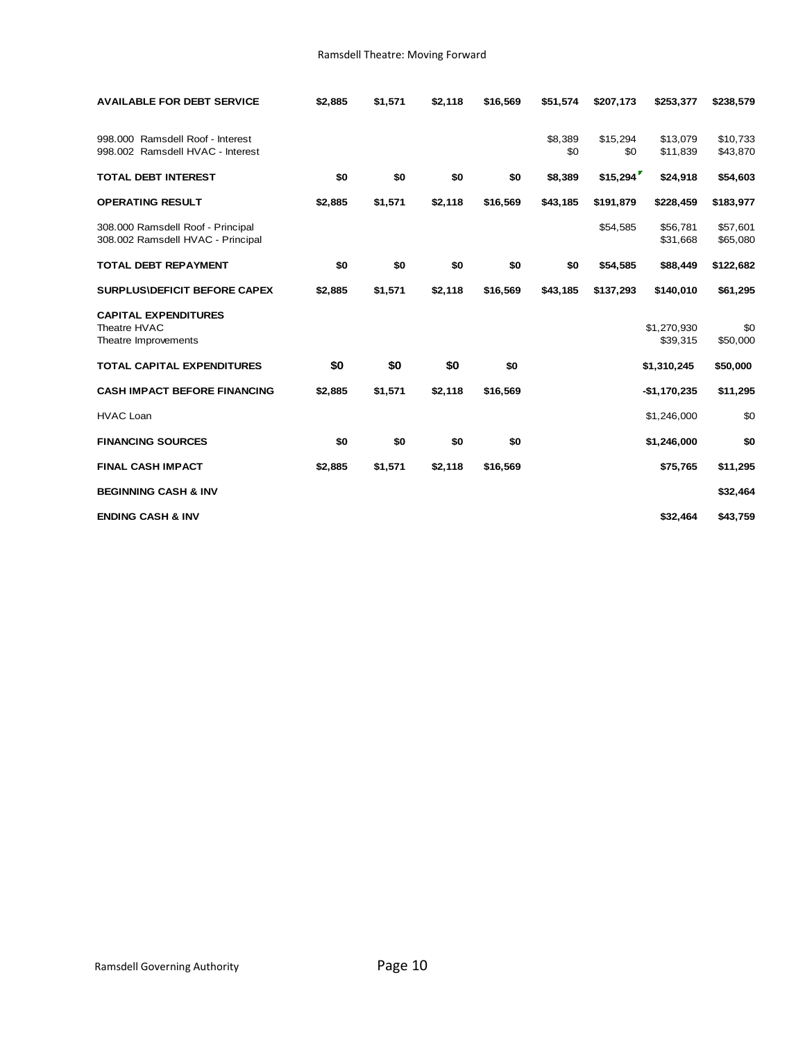| | | | | | | | | |
|---|---|---|---|---|---|---|---|---|
| **AVAILABLE FOR DEBT SERVICE** | **$2,885** | **$1,571** | **$2,118** | **$16,569** | **$51,574** | **$207,173** | **$253,377** | **$238,579** |
| 998.000 Ramsdell Roof - Interest | | | | | $8,389 | $15,294 | $13,079 | $10,733 |
| 998.002 Ramsdell HVAC - Interest | | | | | $0 | $0 | $11,839 | $43,870 |
| **TOTAL DEBT INTEREST** | **$0** | **$0** | **$0** | **$0** | **$8,389** | **$15,294** | **$24,918** | **$54,603** |
| **OPERATING RESULT** | **$2,885** | **$1,571** | **$2,118** | **$16,569** | **$43,185** | **$191,879** | **$228,459** | **$183,977** |
| 308.000 Ramsdell Roof - Principal | | | | | | $54,585 | $56,781 | $57,601 |
| 308.002 Ramsdell HVAC - Principal | | | | | | | $31,668 | $65,080 |
| **TOTAL DEBT REPAYMENT** | **$0** | **$0** | **$0** | **$0** | **$0** | **$54,585** | **$88,449** | **$122,682** |
| **SURPLUS\DEFICIT BEFORE CAPEX** | **$2,885** | **$1,571** | **$2,118** | **$16,569** | **$43,185** | **$137,293** | **$140,010** | **$61,295** |
| **CAPITAL EXPENDITURES** | | | | | | | | |
| Theatre HVAC | | | | | | | $1,270,930 | $0 |
| Theatre Improvements | | | | | | | $39,315 | $50,000 |
| **TOTAL CAPITAL EXPENDITURES** | **$0** | **$0** | **$0** | **$0** | | | **$1,310,245** | **$50,000** |
| **CASH IMPACT BEFORE FINANCING** | **$2,885** | **$1,571** | **$2,118** | **$16,569** | | | **-$1,170,235** | **$11,295** |
| HVAC Loan | | | | | | | $1,246,000 | $0 |
| **FINANCING SOURCES** | **$0** | **$0** | **$0** | **$0** | | | **$1,246,000** | **$0** |
| **FINAL CASH IMPACT** | **$2,885** | **$1,571** | **$2,118** | **$16,569** | | | **$75,765** | **$11,295** |
| **BEGINNING CASH & INV** | | | | | | | | **$32,464** |
| **ENDING CASH & INV** | | | | | | | **$32,464** | **$43,759** |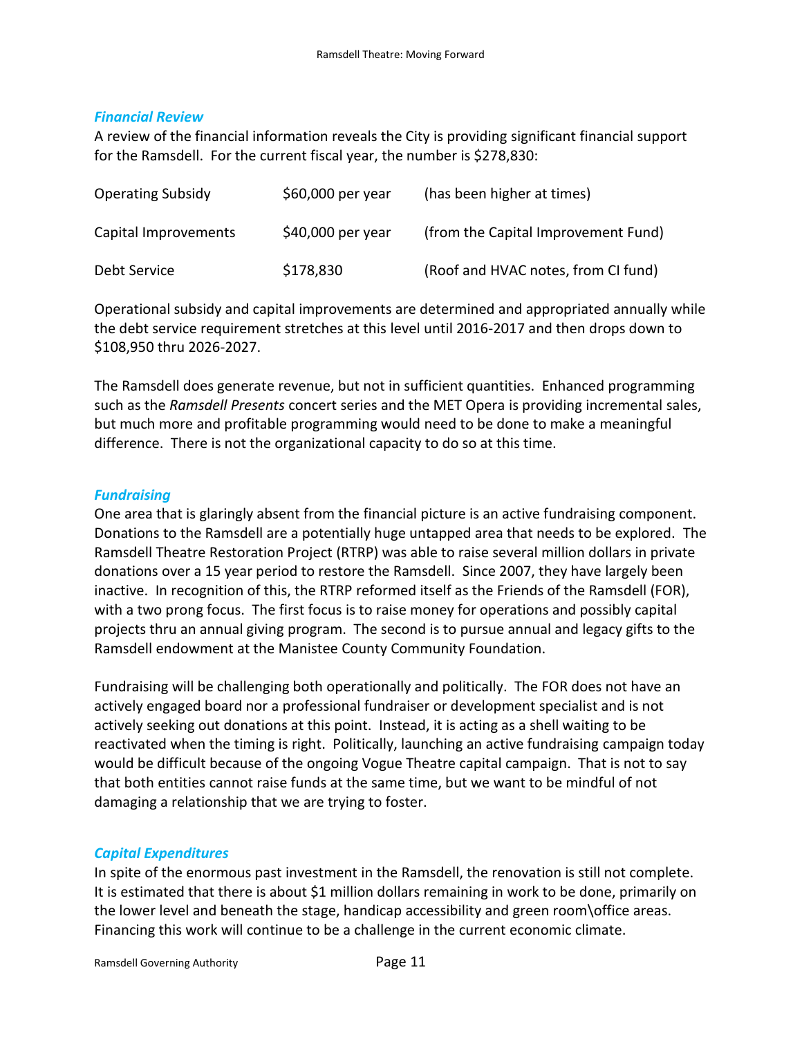### *Financial Review*

A review of the financial information reveals the City is providing significant financial support for the Ramsdell. For the current fiscal year, the number is $278,830:

| | | |
|---|---|---|
| Operating Subsidy | $60,000 per year | (has been higher at times) |
| Capital Improvements | $40,000 per year | (from the Capital Improvement Fund) |
| Debt Service | $178,830 | (Roof and HVAC notes, from CI fund) |

Operational subsidy and capital improvements are determined and appropriated annually while the debt service requirement stretches at this level until 2016-2017 and then drops down to $108,950 thru 2026-2027.

The Ramsdell does generate revenue, but not in sufficient quantities. Enhanced programming such as the *Ramsdell Presents* concert series and the MET Opera is providing incremental sales, but much more and profitable programming would need to be done to make a meaningful difference. There is not the organizational capacity to do so at this time.

### *Fundraising*

One area that is glaringly absent from the financial picture is an active fundraising component. Donations to the Ramsdell are a potentially huge untapped area that needs to be explored. The Ramsdell Theatre Restoration Project (RTRP) was able to raise several million dollars in private donations over a 15 year period to restore the Ramsdell. Since 2007, they have largely been inactive. In recognition of this, the RTRP reformed itself as the Friends of the Ramsdell (FOR), with a two prong focus. The first focus is to raise money for operations and possibly capital projects thru an annual giving program. The second is to pursue annual and legacy gifts to the Ramsdell endowment at the Manistee County Community Foundation.

Fundraising will be challenging both operationally and politically. The FOR does not have an actively engaged board nor a professional fundraiser or development specialist and is not actively seeking out donations at this point. Instead, it is acting as a shell waiting to be reactivated when the timing is right. Politically, launching an active fundraising campaign today would be difficult because of the ongoing Vogue Theatre capital campaign. That is not to say that both entities cannot raise funds at the same time, but we want to be mindful of not damaging a relationship that we are trying to foster.

### *Capital Expenditures*

In spite of the enormous past investment in the Ramsdell, the renovation is still not complete. It is estimated that there is about $1 million dollars remaining in work to be done, primarily on the lower level and beneath the stage, handicap accessibility and green room\office areas. Financing this work will continue to be a challenge in the current economic climate.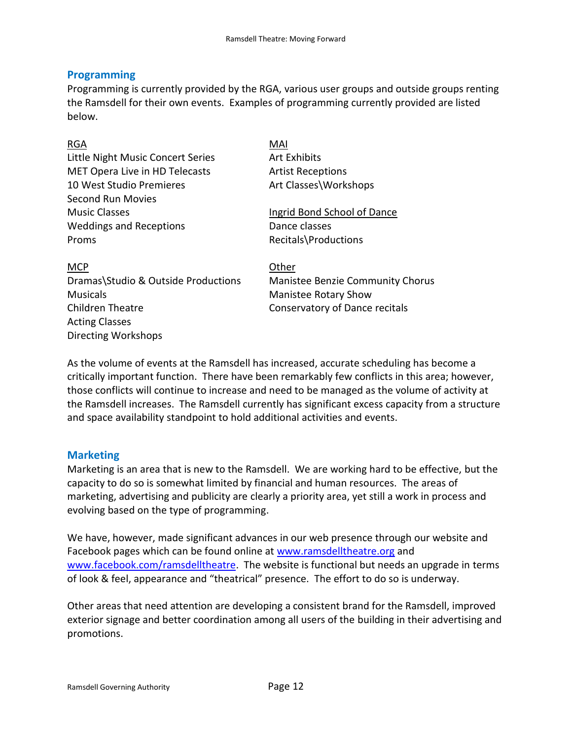## Programming

Programming is currently provided by the RGA, various user groups and outside groups renting the Ramsdell for their own events. Examples of programming currently provided are listed below.

RGA
Little Night Music Concert Series
MET Opera Live in HD Telecasts
10 West Studio Premieres
Second Run Movies
Music Classes
Weddings and Receptions
Proms

MCP
Dramas\Studio & Outside Productions
Musicals
Children Theatre
Acting Classes
Directing Workshops

MAI
Art Exhibits
Artist Receptions
Art Classes\Workshops

Ingrid Bond School of Dance
Dance classes
Recitals\Productions

Other
Manistee Benzie Community Chorus
Manistee Rotary Show
Conservatory of Dance recitals

As the volume of events at the Ramsdell has increased, accurate scheduling has become a critically important function. There have been remarkably few conflicts in this area; however, those conflicts will continue to increase and need to be managed as the volume of activity at the Ramsdell increases. The Ramsdell currently has significant excess capacity from a structure and space availability standpoint to hold additional activities and events.

## Marketing

Marketing is an area that is new to the Ramsdell. We are working hard to be effective, but the capacity to do so is somewhat limited by financial and human resources. The areas of marketing, advertising and publicity are clearly a priority area, yet still a work in process and evolving based on the type of programming.

We have, however, made significant advances in our web presence through our website and Facebook pages which can be found online at www.ramsdelltheatre.org and www.facebook.com/ramsdelltheatre. The website is functional but needs an upgrade in terms of look & feel, appearance and "theatrical" presence. The effort to do so is underway.

Other areas that need attention are developing a consistent brand for the Ramsdell, improved exterior signage and better coordination among all users of the building in their advertising and promotions.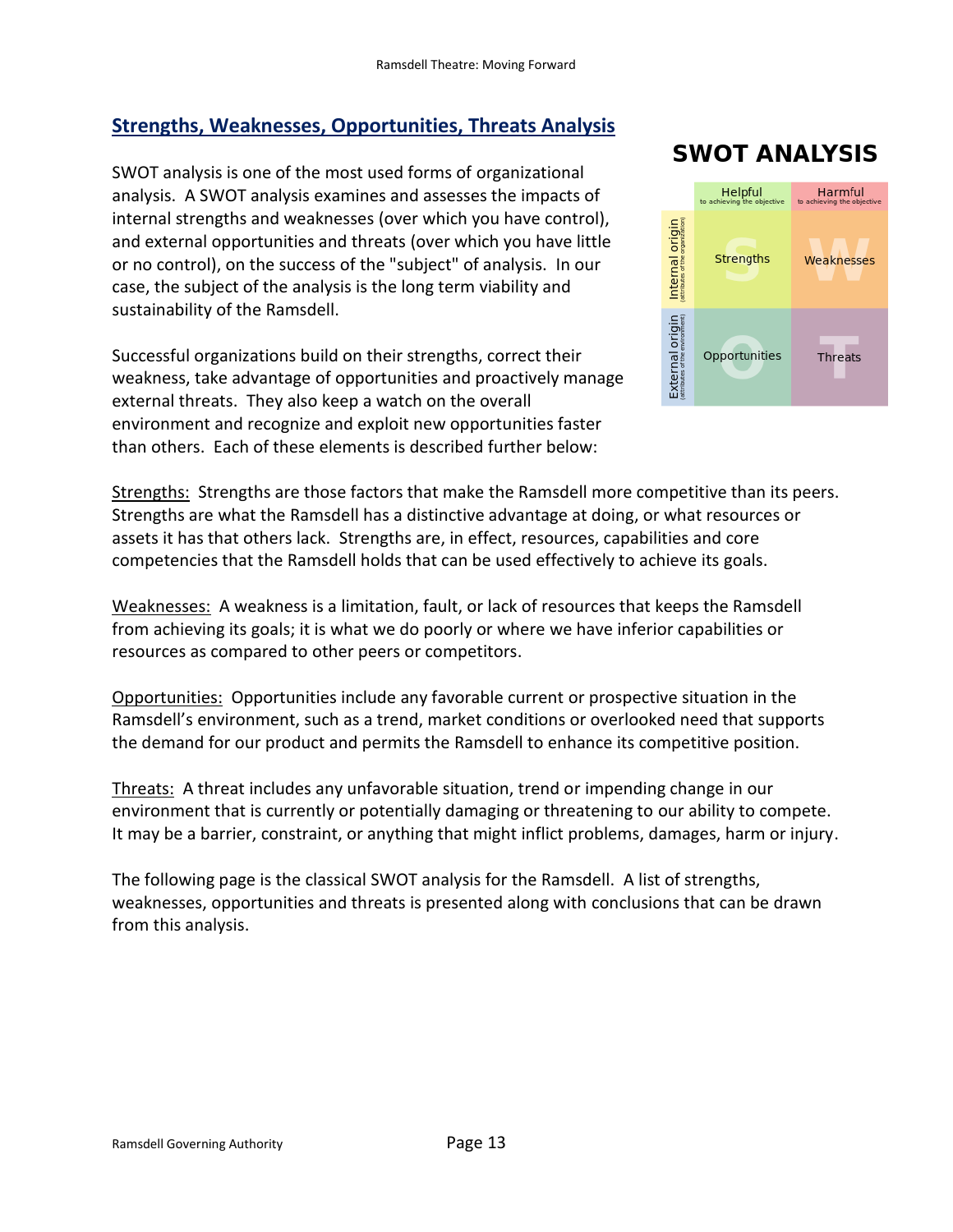## Strengths, Weaknesses, Opportunities, Threats Analysis

SWOT analysis is one of the most used forms of organizational analysis. A SWOT analysis examines and assesses the impacts of internal strengths and weaknesses (over which you have control), and external opportunities and threats (over which you have little or no control), on the success of the "subject" of analysis. In our case, the subject of the analysis is the long term viability and sustainability of the Ramsdell.

Successful organizations build on their strengths, correct their weakness, take advantage of opportunities and proactively manage external threats. They also keep a watch on the overall environment and recognize and exploit new opportunities faster than others. Each of these elements is described further below:

**SWOT ANALYSIS**

| | Helpful (to achieving the objective) | Harmful (to achieving the objective) |
|---|---|---|
| Internal origin (attributes of the organization) | Strengths | Weaknesses |
| External origin (attributes of the environment) | Opportunities | Threats |

Strengths: Strengths are those factors that make the Ramsdell more competitive than its peers. Strengths are what the Ramsdell has a distinctive advantage at doing, or what resources or assets it has that others lack. Strengths are, in effect, resources, capabilities and core competencies that the Ramsdell holds that can be used effectively to achieve its goals.

Weaknesses: A weakness is a limitation, fault, or lack of resources that keeps the Ramsdell from achieving its goals; it is what we do poorly or where we have inferior capabilities or resources as compared to other peers or competitors.

Opportunities: Opportunities include any favorable current or prospective situation in the Ramsdell's environment, such as a trend, market conditions or overlooked need that supports the demand for our product and permits the Ramsdell to enhance its competitive position.

Threats: A threat includes any unfavorable situation, trend or impending change in our environment that is currently or potentially damaging or threatening to our ability to compete. It may be a barrier, constraint, or anything that might inflict problems, damages, harm or injury.

The following page is the classical SWOT analysis for the Ramsdell. A list of strengths, weaknesses, opportunities and threats is presented along with conclusions that can be drawn from this analysis.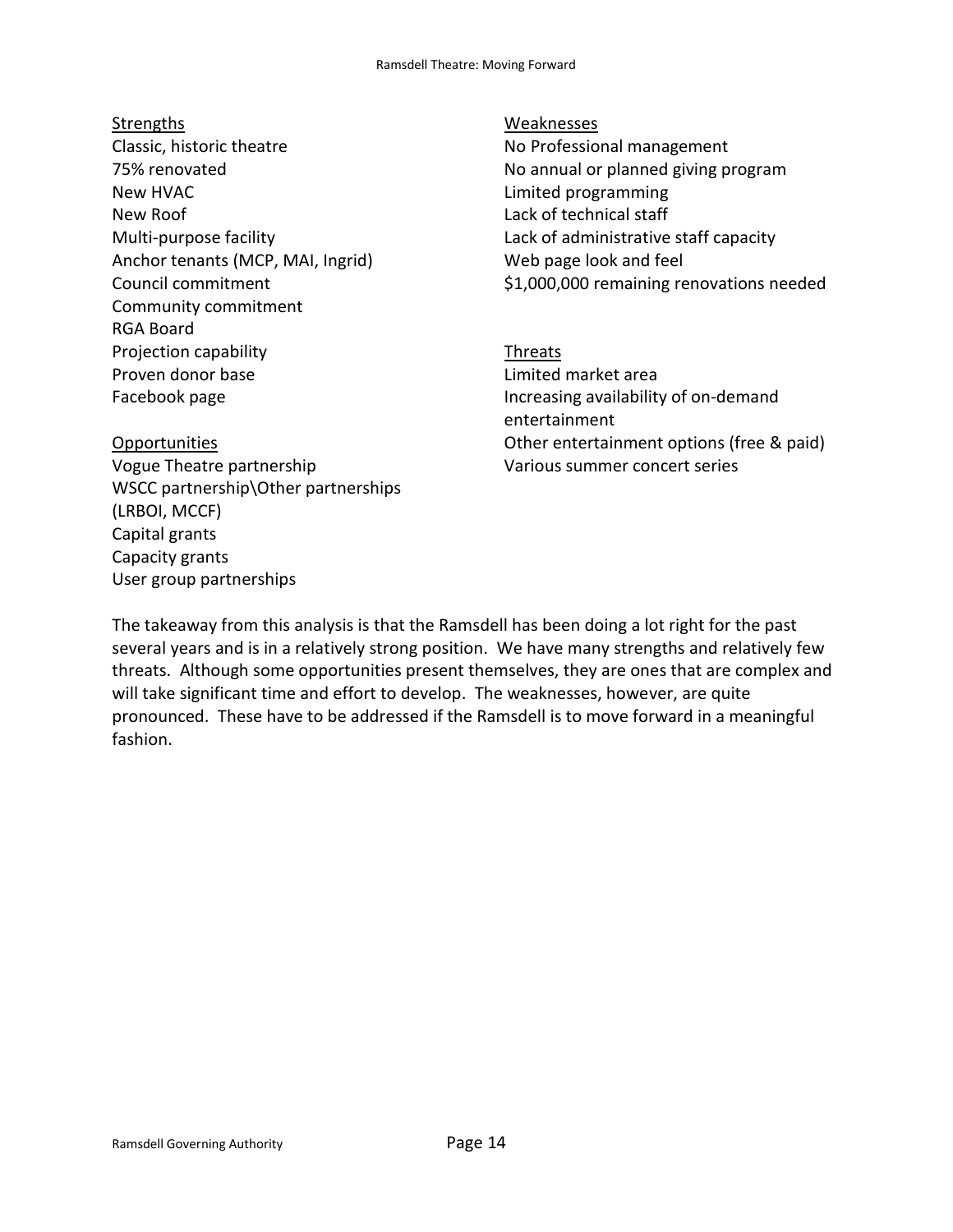Strengths

Classic, historic theatre
75% renovated
New HVAC
New Roof
Multi-purpose facility
Anchor tenants (MCP, MAI, Ingrid)
Council commitment
Community commitment
RGA Board
Projection capability
Proven donor base
Facebook page

Weaknesses

No Professional management
No annual or planned giving program
Limited programming
Lack of technical staff
Lack of administrative staff capacity
Web page look and feel
$1,000,000 remaining renovations needed

Opportunities

Vogue Theatre partnership
WSCC partnership\Other partnerships (LRBOI, MCCF)
Capital grants
Capacity grants
User group partnerships

Threats

Limited market area
Increasing availability of on-demand entertainment
Other entertainment options (free & paid)
Various summer concert series

The takeaway from this analysis is that the Ramsdell has been doing a lot right for the past several years and is in a relatively strong position. We have many strengths and relatively few threats. Although some opportunities present themselves, they are ones that are complex and will take significant time and effort to develop. The weaknesses, however, are quite pronounced. These have to be addressed if the Ramsdell is to move forward in a meaningful fashion.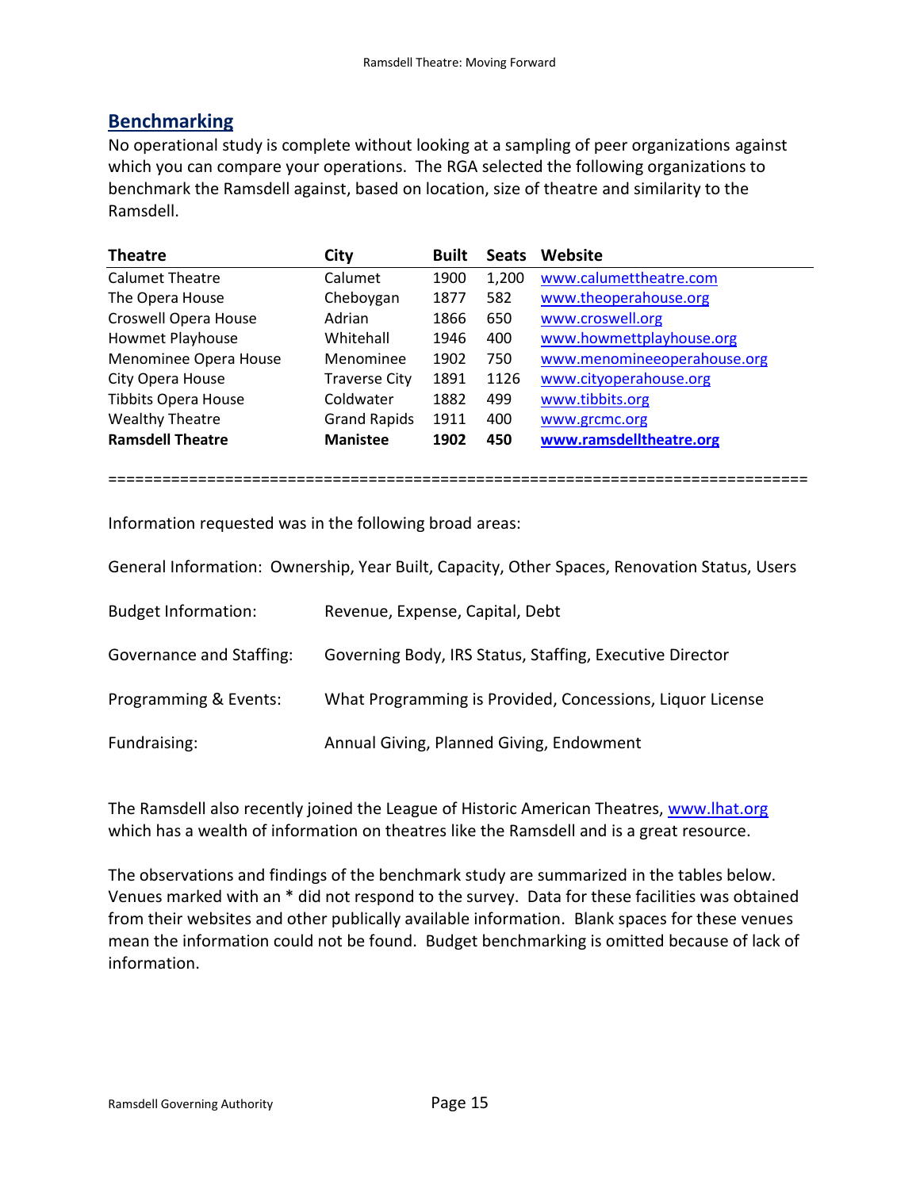## Benchmarking

No operational study is complete without looking at a sampling of peer organizations against which you can compare your operations. The RGA selected the following organizations to benchmark the Ramsdell against, based on location, size of theatre and similarity to the Ramsdell.

| Theatre | City | Built | Seats | Website |
|---|---|---|---|---|
| Calumet Theatre | Calumet | 1900 | 1,200 | www.calumettheatre.com |
| The Opera House | Cheboygan | 1877 | 582 | www.theoperahouse.org |
| Croswell Opera House | Adrian | 1866 | 650 | www.croswell.org |
| Howmet Playhouse | Whitehall | 1946 | 400 | www.howmettplayhouse.org |
| Menominee Opera House | Menominee | 1902 | 750 | www.menomineeoperahouse.org |
| City Opera House | Traverse City | 1891 | 1126 | www.cityoperahouse.org |
| Tibbits Opera House | Coldwater | 1882 | 499 | www.tibbits.org |
| Wealthy Theatre | Grand Rapids | 1911 | 400 | www.grcmc.org |
| **Ramsdell Theatre** | **Manistee** | **1902** | **450** | **www.ramsdelltheatre.org** |

==============================================================================

Information requested was in the following broad areas:

General Information: Ownership, Year Built, Capacity, Other Spaces, Renovation Status, Users

Budget Information: Revenue, Expense, Capital, Debt

Governance and Staffing: Governing Body, IRS Status, Staffing, Executive Director

Programming & Events: What Programming is Provided, Concessions, Liquor License

Fundraising: Annual Giving, Planned Giving, Endowment

The Ramsdell also recently joined the League of Historic American Theatres, www.lhat.org which has a wealth of information on theatres like the Ramsdell and is a great resource.

The observations and findings of the benchmark study are summarized in the tables below. Venues marked with an * did not respond to the survey. Data for these facilities was obtained from their websites and other publically available information. Blank spaces for these venues mean the information could not be found. Budget benchmarking is omitted because of lack of information.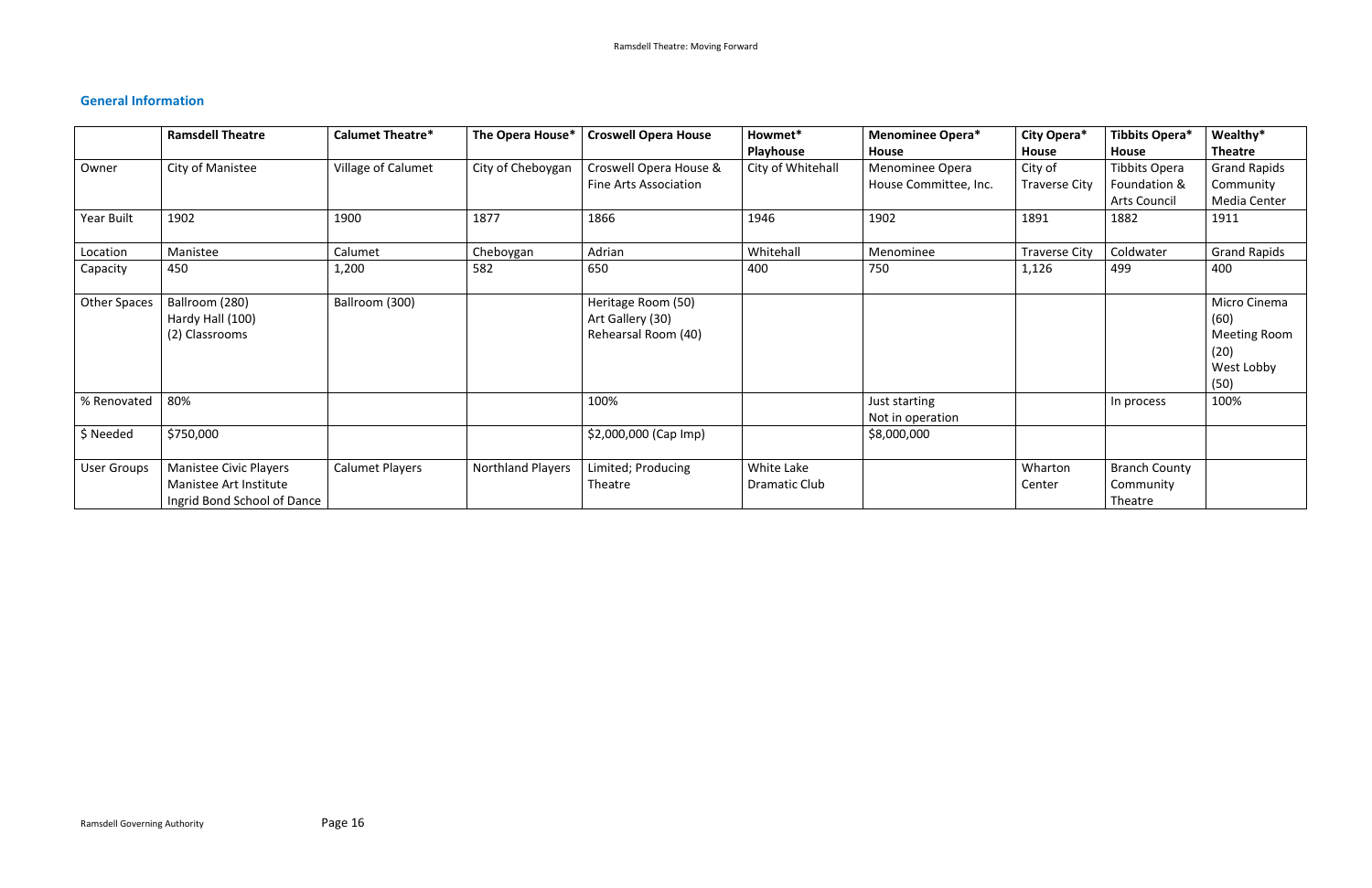## General Information

| | Ramsdell Theatre | Calumet Theatre* | The Opera House* | Croswell Opera House | Howmet* Playhouse | Menominee Opera* House | City Opera* House | Tibbits Opera* House | Wealthy* Theatre |
|---|---|---|---|---|---|---|---|---|---|
| Owner | City of Manistee | Village of Calumet | City of Cheboygan | Croswell Opera House & Fine Arts Association | City of Whitehall | Menominee Opera House Committee, Inc. | City of Traverse City | Tibbits Opera Foundation & Arts Council | Grand Rapids Community Media Center |
| Year Built | 1902 | 1900 | 1877 | 1866 | 1946 | 1902 | 1891 | 1882 | 1911 |
| Location | Manistee | Calumet | Cheboygan | Adrian | Whitehall | Menominee | Traverse City | Coldwater | Grand Rapids |
| Capacity | 450 | 1,200 | 582 | 650 | 400 | 750 | 1,126 | 499 | 400 |
| Other Spaces | Ballroom (280)<br>Hardy Hall (100)<br>(2) Classrooms | Ballroom (300) | | Heritage Room (50)<br>Art Gallery (30)<br>Rehearsal Room (40) | | | | | Micro Cinema (60)<br>Meeting Room (20)<br>West Lobby (50) |
| % Renovated | 80% | | | 100% | | Just starting<br>Not in operation | | In process | 100% |
| $ Needed | $750,000 | | | $2,000,000 (Cap Imp) | | $8,000,000 | | | |
| User Groups | Manistee Civic Players<br>Manistee Art Institute<br>Ingrid Bond School of Dance | Calumet Players | Northland Players | Limited; Producing Theatre | White Lake Dramatic Club | | Wharton Center | Branch County Community Theatre | |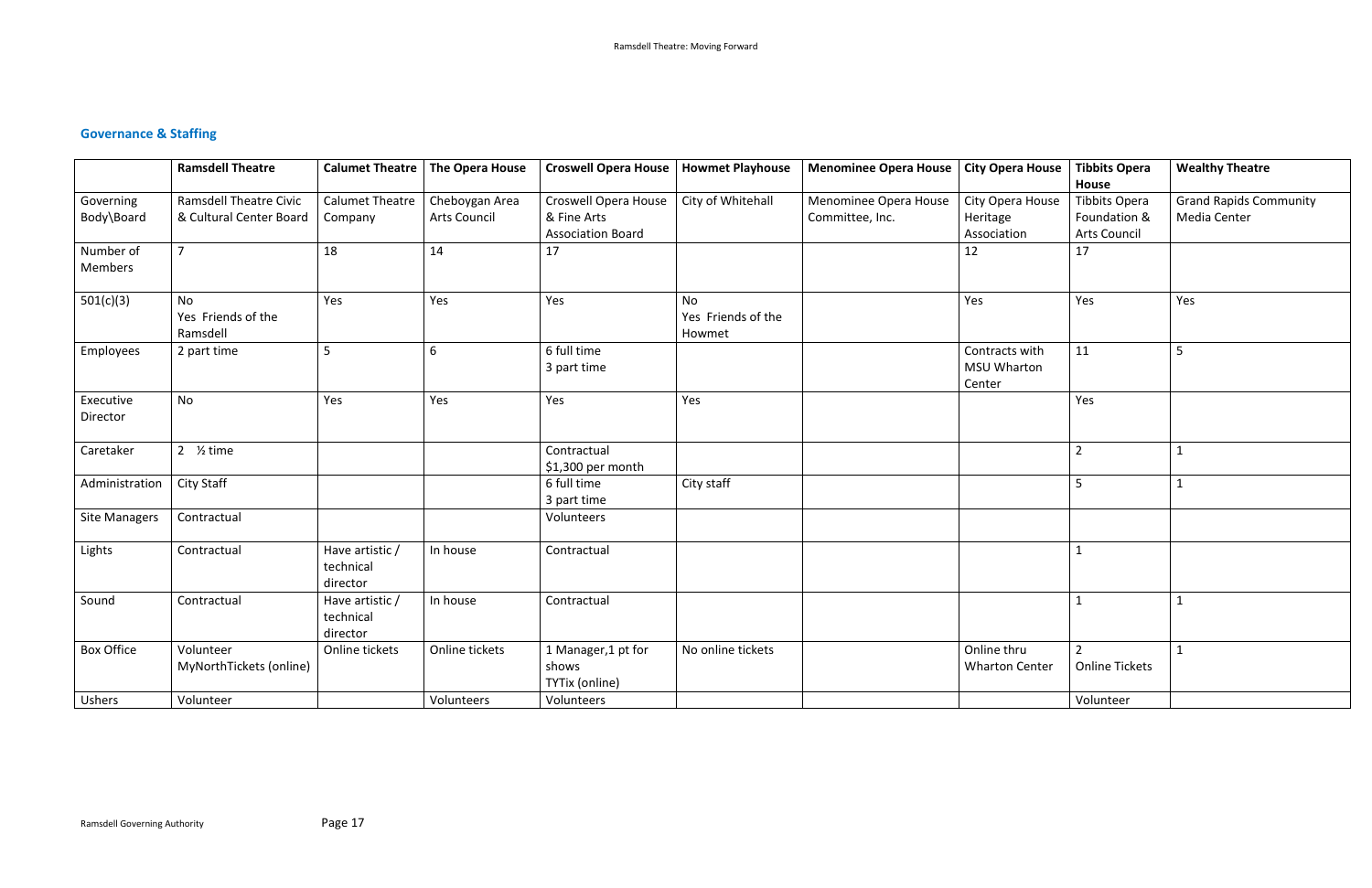## Governance & Staffing

| | Ramsdell Theatre | Calumet Theatre | The Opera House | Croswell Opera House | Howmet Playhouse | Menominee Opera House | City Opera House | Tibbits Opera House | Wealthy Theatre |
|---|---|---|---|---|---|---|---|---|---|
| Governing Body\Board | Ramsdell Theatre Civic & Cultural Center Board | Calumet Theatre Company | Cheboygan Area Arts Council | Croswell Opera House & Fine Arts Association Board | City of Whitehall | Menominee Opera House Committee, Inc. | City Opera House Heritage Association | Tibbits Opera Foundation & Arts Council | Grand Rapids Community Media Center |
| Number of Members | 7 | 18 | 14 | 17 | | | 12 | 17 | |
| 501(c)(3) | No<br>Yes Friends of the Ramsdell | Yes | Yes | Yes | No<br>Yes Friends of the Howmet | | Yes | Yes | Yes |
| Employees | 2 part time | 5 | 6 | 6 full time<br>3 part time | | | Contracts with MSU Wharton Center | 11 | 5 |
| Executive Director | No | Yes | Yes | Yes | Yes | | | Yes | |
| Caretaker | 2 ½ time | | | Contractual<br>$1,300 per month | | | | 2 | 1 |
| Administration | City Staff | | | 6 full time<br>3 part time | City staff | | | 5 | 1 |
| Site Managers | Contractual | | | Volunteers | | | | | |
| Lights | Contractual | Have artistic / technical director | In house | Contractual | | | | 1 | |
| Sound | Contractual | Have artistic / technical director | In house | Contractual | | | | 1 | 1 |
| Box Office | Volunteer<br>MyNorthTickets (online) | Online tickets | Online tickets | 1 Manager,1 pt for shows<br>TYTix (online) | No online tickets | | Online thru Wharton Center | 2<br>Online Tickets | 1 |
| Ushers | Volunteer | | Volunteers | Volunteers | | | | Volunteer | |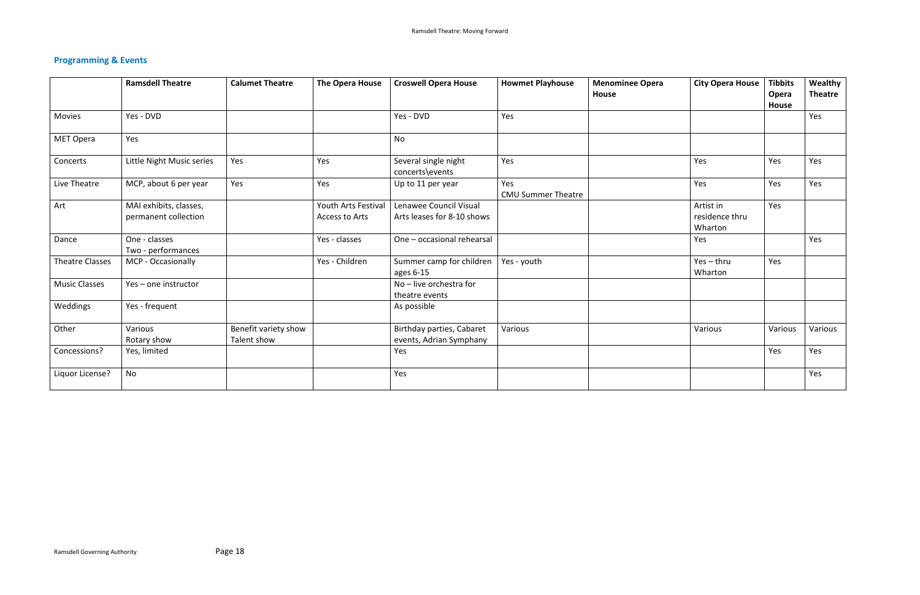## Programming & Events

| | Ramsdell Theatre | Calumet Theatre | The Opera House | Croswell Opera House | Howmet Playhouse | Menominee Opera House | City Opera House | Tibbits Opera House | Wealthy Theatre |
|---|---|---|---|---|---|---|---|---|---|
| Movies | Yes - DVD | | | Yes - DVD | Yes | | | | Yes |
| MET Opera | Yes | | | No | | | | | |
| Concerts | Little Night Music series | Yes | Yes | Several single night concerts\events | Yes | | Yes | Yes | Yes |
| Live Theatre | MCP, about 6 per year | Yes | Yes | Up to 11 per year | Yes<br>CMU Summer Theatre | | Yes | Yes | Yes |
| Art | MAI exhibits, classes, permanent collection | | Youth Arts Festival<br>Access to Arts | Lenawee Council Visual Arts leases for 8-10 shows | | | Artist in residence thru Wharton | Yes | |
| Dance | One - classes<br>Two - performances | | Yes - classes | One – occasional rehearsal | | | Yes | | Yes |
| Theatre Classes | MCP - Occasionally | | Yes - Children | Summer camp for children ages 6-15 | Yes - youth | | Yes – thru Wharton | Yes | |
| Music Classes | Yes – one instructor | | | No – live orchestra for theatre events | | | | | |
| Weddings | Yes - frequent | | | As possible | | | | | |
| Other | Various<br>Rotary show | Benefit variety show<br>Talent show | | Birthday parties, Cabaret events, Adrian Symphany | Various | | Various | Various | Various |
| Concessions? | Yes, limited | | | Yes | | | | Yes | Yes |
| Liquor License? | No | | | Yes | | | | | Yes |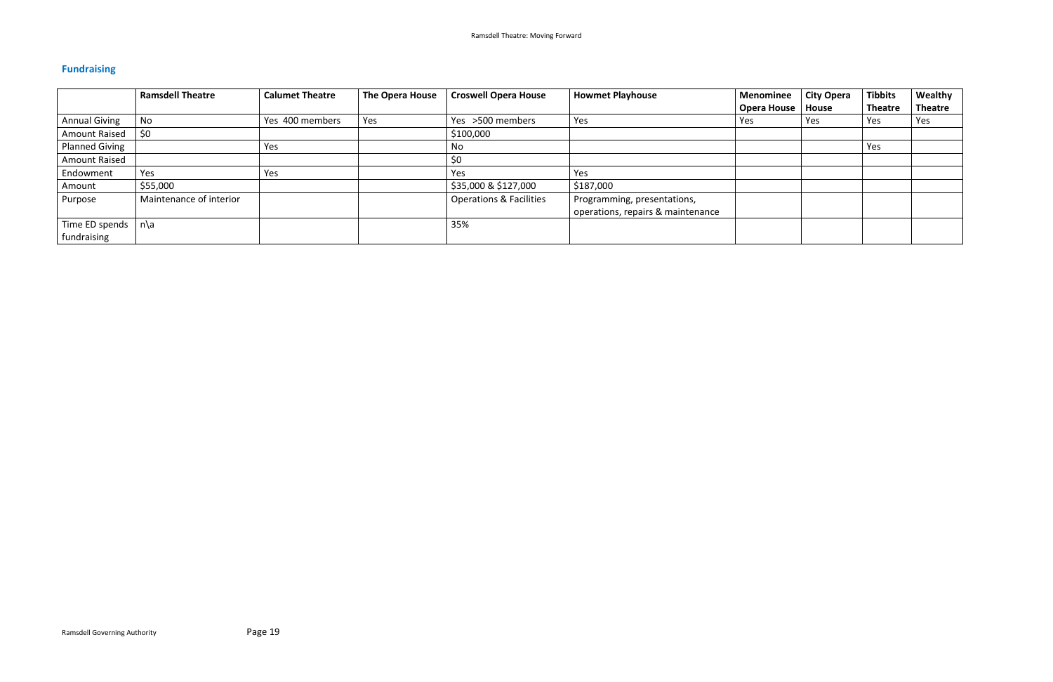## Fundraising

| | Ramsdell Theatre | Calumet Theatre | The Opera House | Croswell Opera House | Howmet Playhouse | Menominee Opera House | City Opera House | Tibbits Theatre | Wealthy Theatre |
|---|---|---|---|---|---|---|---|---|---|
| Annual Giving | No | Yes 400 members | Yes | Yes >500 members | Yes | Yes | Yes | Yes | Yes |
| Amount Raised | $0 | | | $100,000 | | | | | |
| Planned Giving | | Yes | | No | | | | Yes | |
| Amount Raised | | | | $0 | | | | | |
| Endowment | Yes | Yes | | Yes | Yes | | | | |
| Amount | $55,000 | | | $35,000 & $127,000 | $187,000 | | | | |
| Purpose | Maintenance of interior | | | Operations & Facilities | Programming, presentations, operations, repairs & maintenance | | | | |
| Time ED spends fundraising | n\a | | | 35% | | | | | |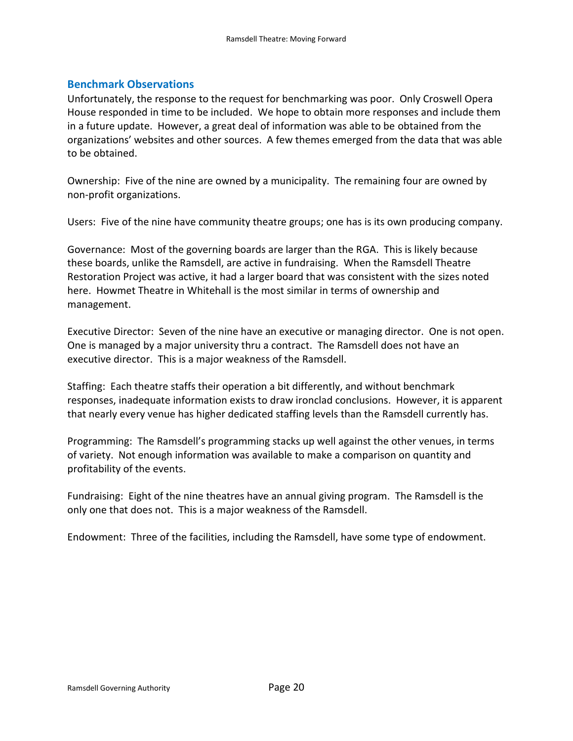## Benchmark Observations

Unfortunately, the response to the request for benchmarking was poor. Only Croswell Opera House responded in time to be included. We hope to obtain more responses and include them in a future update. However, a great deal of information was able to be obtained from the organizations' websites and other sources. A few themes emerged from the data that was able to be obtained.

Ownership: Five of the nine are owned by a municipality. The remaining four are owned by non-profit organizations.

Users: Five of the nine have community theatre groups; one has is its own producing company.

Governance: Most of the governing boards are larger than the RGA. This is likely because these boards, unlike the Ramsdell, are active in fundraising. When the Ramsdell Theatre Restoration Project was active, it had a larger board that was consistent with the sizes noted here. Howmet Theatre in Whitehall is the most similar in terms of ownership and management.

Executive Director: Seven of the nine have an executive or managing director. One is not open. One is managed by a major university thru a contract. The Ramsdell does not have an executive director. This is a major weakness of the Ramsdell.

Staffing: Each theatre staffs their operation a bit differently, and without benchmark responses, inadequate information exists to draw ironclad conclusions. However, it is apparent that nearly every venue has higher dedicated staffing levels than the Ramsdell currently has.

Programming: The Ramsdell's programming stacks up well against the other venues, in terms of variety. Not enough information was available to make a comparison on quantity and profitability of the events.

Fundraising: Eight of the nine theatres have an annual giving program. The Ramsdell is the only one that does not. This is a major weakness of the Ramsdell.

Endowment: Three of the facilities, including the Ramsdell, have some type of endowment.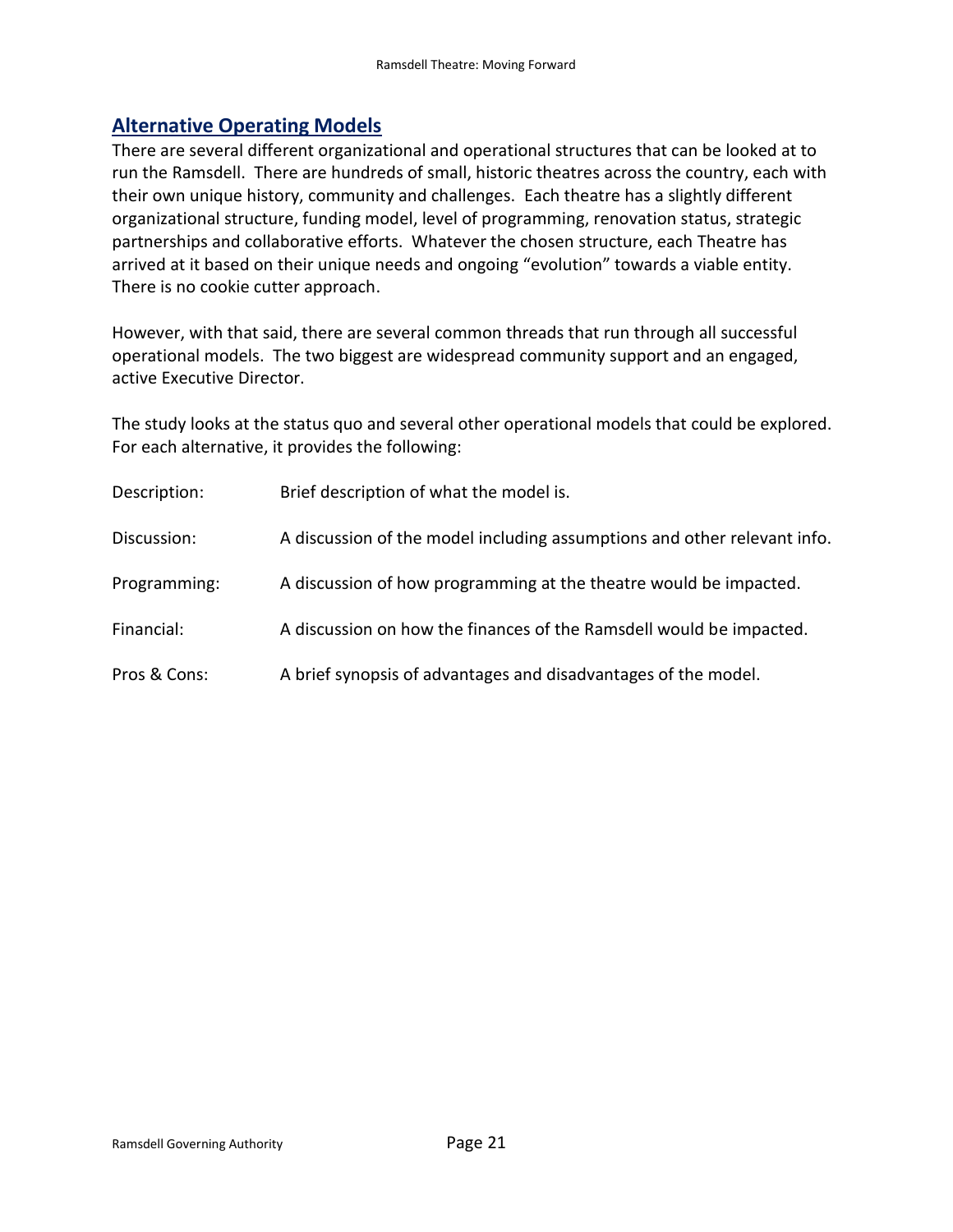## Alternative Operating Models

There are several different organizational and operational structures that can be looked at to run the Ramsdell. There are hundreds of small, historic theatres across the country, each with their own unique history, community and challenges. Each theatre has a slightly different organizational structure, funding model, level of programming, renovation status, strategic partnerships and collaborative efforts. Whatever the chosen structure, each Theatre has arrived at it based on their unique needs and ongoing "evolution" towards a viable entity. There is no cookie cutter approach.

However, with that said, there are several common threads that run through all successful operational models. The two biggest are widespread community support and an engaged, active Executive Director.

The study looks at the status quo and several other operational models that could be explored. For each alternative, it provides the following:

| | |
|---|---|
| Description: | Brief description of what the model is. |
| Discussion: | A discussion of the model including assumptions and other relevant info. |
| Programming: | A discussion of how programming at the theatre would be impacted. |
| Financial: | A discussion on how the finances of the Ramsdell would be impacted. |
| Pros & Cons: | A brief synopsis of advantages and disadvantages of the model. |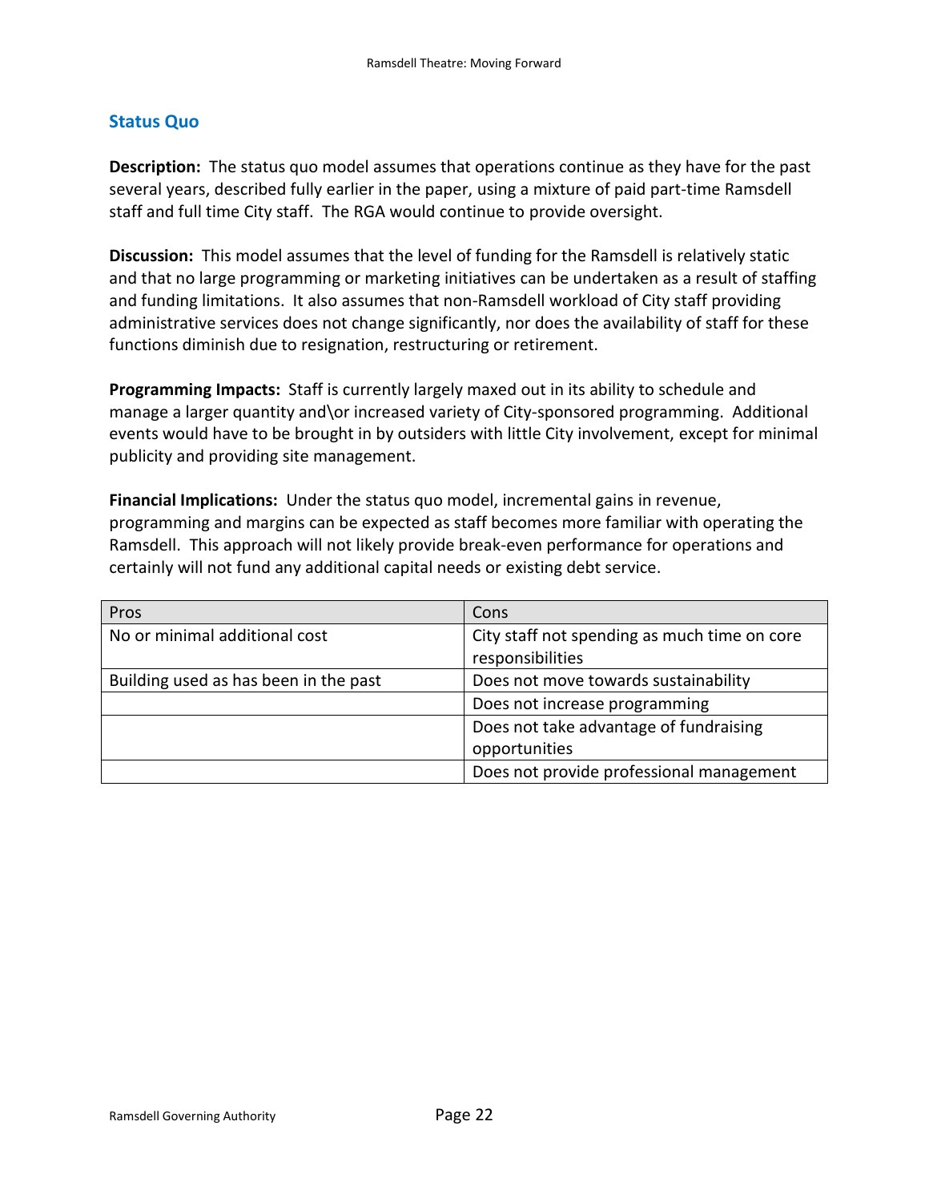## Status Quo

**Description:** The status quo model assumes that operations continue as they have for the past several years, described fully earlier in the paper, using a mixture of paid part-time Ramsdell staff and full time City staff. The RGA would continue to provide oversight.

**Discussion:** This model assumes that the level of funding for the Ramsdell is relatively static and that no large programming or marketing initiatives can be undertaken as a result of staffing and funding limitations. It also assumes that non-Ramsdell workload of City staff providing administrative services does not change significantly, nor does the availability of staff for these functions diminish due to resignation, restructuring or retirement.

**Programming Impacts:** Staff is currently largely maxed out in its ability to schedule and manage a larger quantity and\or increased variety of City-sponsored programming. Additional events would have to be brought in by outsiders with little City involvement, except for minimal publicity and providing site management.

**Financial Implications:** Under the status quo model, incremental gains in revenue, programming and margins can be expected as staff becomes more familiar with operating the Ramsdell. This approach will not likely provide break-even performance for operations and certainly will not fund any additional capital needs or existing debt service.

| Pros | Cons |
|---|---|
| No or minimal additional cost | City staff not spending as much time on core responsibilities |
| Building used as has been in the past | Does not move towards sustainability |
| | Does not increase programming |
| | Does not take advantage of fundraising opportunities |
| | Does not provide professional management |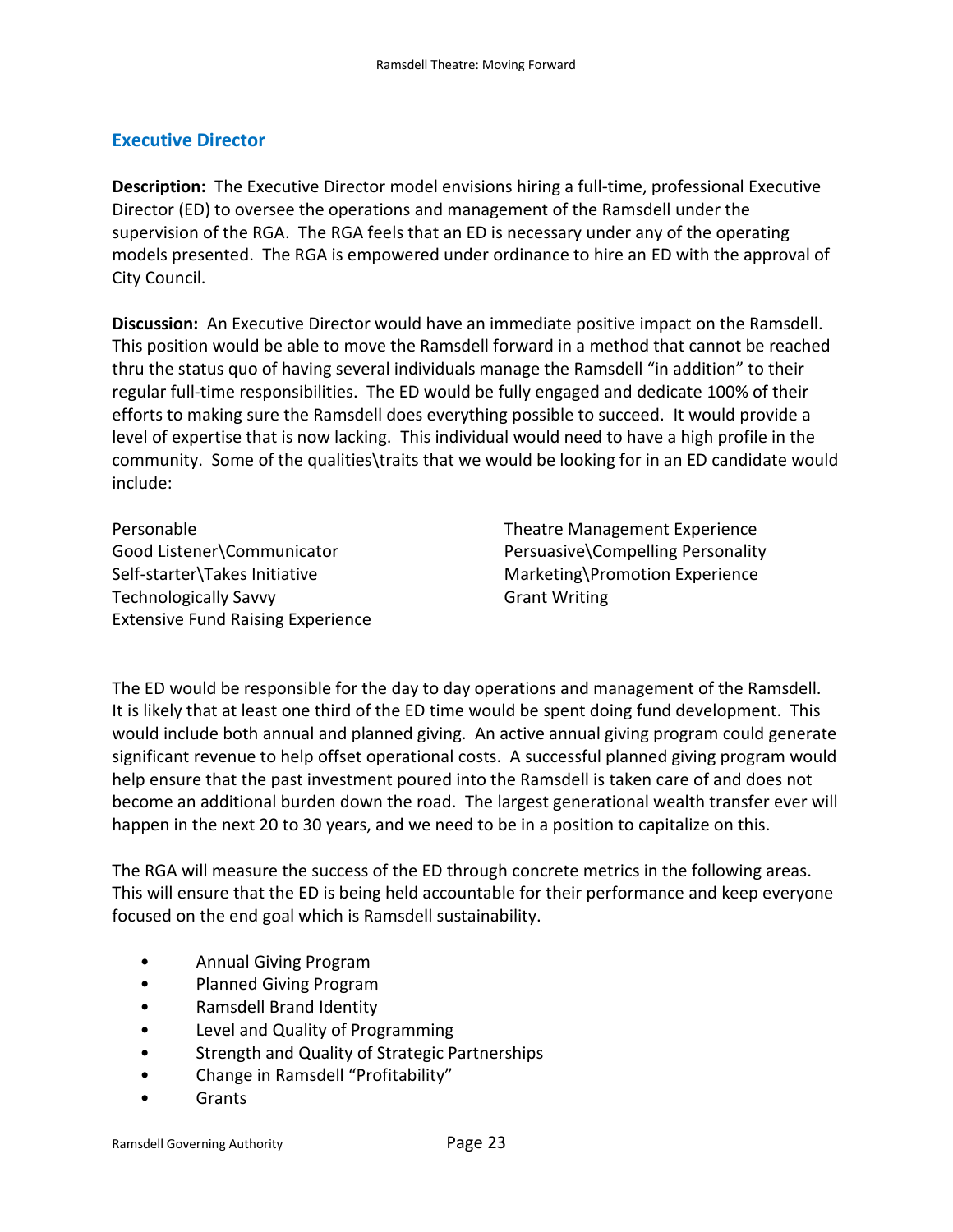## Executive Director

**Description:** The Executive Director model envisions hiring a full-time, professional Executive Director (ED) to oversee the operations and management of the Ramsdell under the supervision of the RGA. The RGA feels that an ED is necessary under any of the operating models presented. The RGA is empowered under ordinance to hire an ED with the approval of City Council.

**Discussion:** An Executive Director would have an immediate positive impact on the Ramsdell. This position would be able to move the Ramsdell forward in a method that cannot be reached thru the status quo of having several individuals manage the Ramsdell "in addition" to their regular full-time responsibilities. The ED would be fully engaged and dedicate 100% of their efforts to making sure the Ramsdell does everything possible to succeed. It would provide a level of expertise that is now lacking. This individual would need to have a high profile in the community. Some of the qualities\traits that we would be looking for in an ED candidate would include:

Personable
Good Listener\Communicator
Self-starter\Takes Initiative
Technologically Savvy
Extensive Fund Raising Experience
Theatre Management Experience
Persuasive\Compelling Personality
Marketing\Promotion Experience
Grant Writing

The ED would be responsible for the day to day operations and management of the Ramsdell. It is likely that at least one third of the ED time would be spent doing fund development. This would include both annual and planned giving. An active annual giving program could generate significant revenue to help offset operational costs. A successful planned giving program would help ensure that the past investment poured into the Ramsdell is taken care of and does not become an additional burden down the road. The largest generational wealth transfer ever will happen in the next 20 to 30 years, and we need to be in a position to capitalize on this.

The RGA will measure the success of the ED through concrete metrics in the following areas. This will ensure that the ED is being held accountable for their performance and keep everyone focused on the end goal which is Ramsdell sustainability.

- Annual Giving Program
- Planned Giving Program
- Ramsdell Brand Identity
- Level and Quality of Programming
- Strength and Quality of Strategic Partnerships
- Change in Ramsdell "Profitability"
- Grants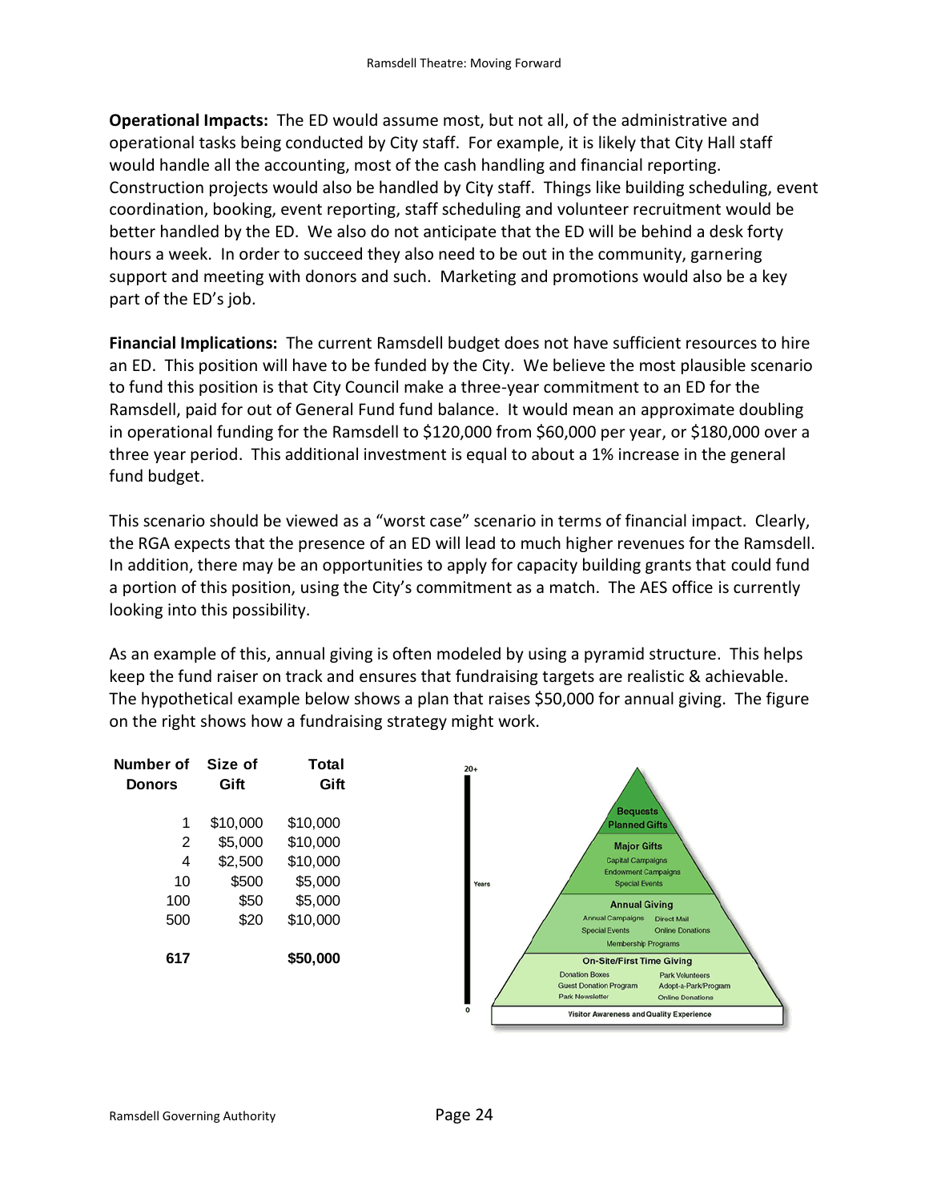**Operational Impacts:** The ED would assume most, but not all, of the administrative and operational tasks being conducted by City staff. For example, it is likely that City Hall staff would handle all the accounting, most of the cash handling and financial reporting. Construction projects would also be handled by City staff. Things like building scheduling, event coordination, booking, event reporting, staff scheduling and volunteer recruitment would be better handled by the ED. We also do not anticipate that the ED will be behind a desk forty hours a week. In order to succeed they also need to be out in the community, garnering support and meeting with donors and such. Marketing and promotions would also be a key part of the ED's job.

**Financial Implications:** The current Ramsdell budget does not have sufficient resources to hire an ED. This position will have to be funded by the City. We believe the most plausible scenario to fund this position is that City Council make a three-year commitment to an ED for the Ramsdell, paid for out of General Fund fund balance. It would mean an approximate doubling in operational funding for the Ramsdell to $120,000 from $60,000 per year, or $180,000 over a three year period. This additional investment is equal to about a 1% increase in the general fund budget.

This scenario should be viewed as a "worst case" scenario in terms of financial impact. Clearly, the RGA expects that the presence of an ED will lead to much higher revenues for the Ramsdell. In addition, there may be an opportunities to apply for capacity building grants that could fund a portion of this position, using the City's commitment as a match. The AES office is currently looking into this possibility.

As an example of this, annual giving is often modeled by using a pyramid structure. This helps keep the fund raiser on track and ensures that fundraising targets are realistic & achievable. The hypothetical example below shows a plan that raises $50,000 for annual giving. The figure on the right shows how a fundraising strategy might work.

| Number of Donors | Size of Gift | Total Gift |
|---|---|---|
| 1 | $10,000 | $10,000 |
| 2 | $5,000 | $10,000 |
| 4 | $2,500 | $10,000 |
| 10 | $500 | $5,000 |
| 100 | $50 | $5,000 |
| 500 | $20 | $10,000 |
| **617** | | **$50,000** |

20+

Years

0

Bequests
Planned Gifts

Major Gifts
Capital Campaigns
Endowment Campaigns
Special Events

Annual Giving
Annual Campaigns
Direct Mail
Special Events
Online Donations
Membership Programs

On-Site/First Time Giving
Donation Boxes
Park Volunteers
Guest Donation Program
Adopt-a-Park/Program
Park Newsletter
Online Donations

Visitor Awareness and Quality Experience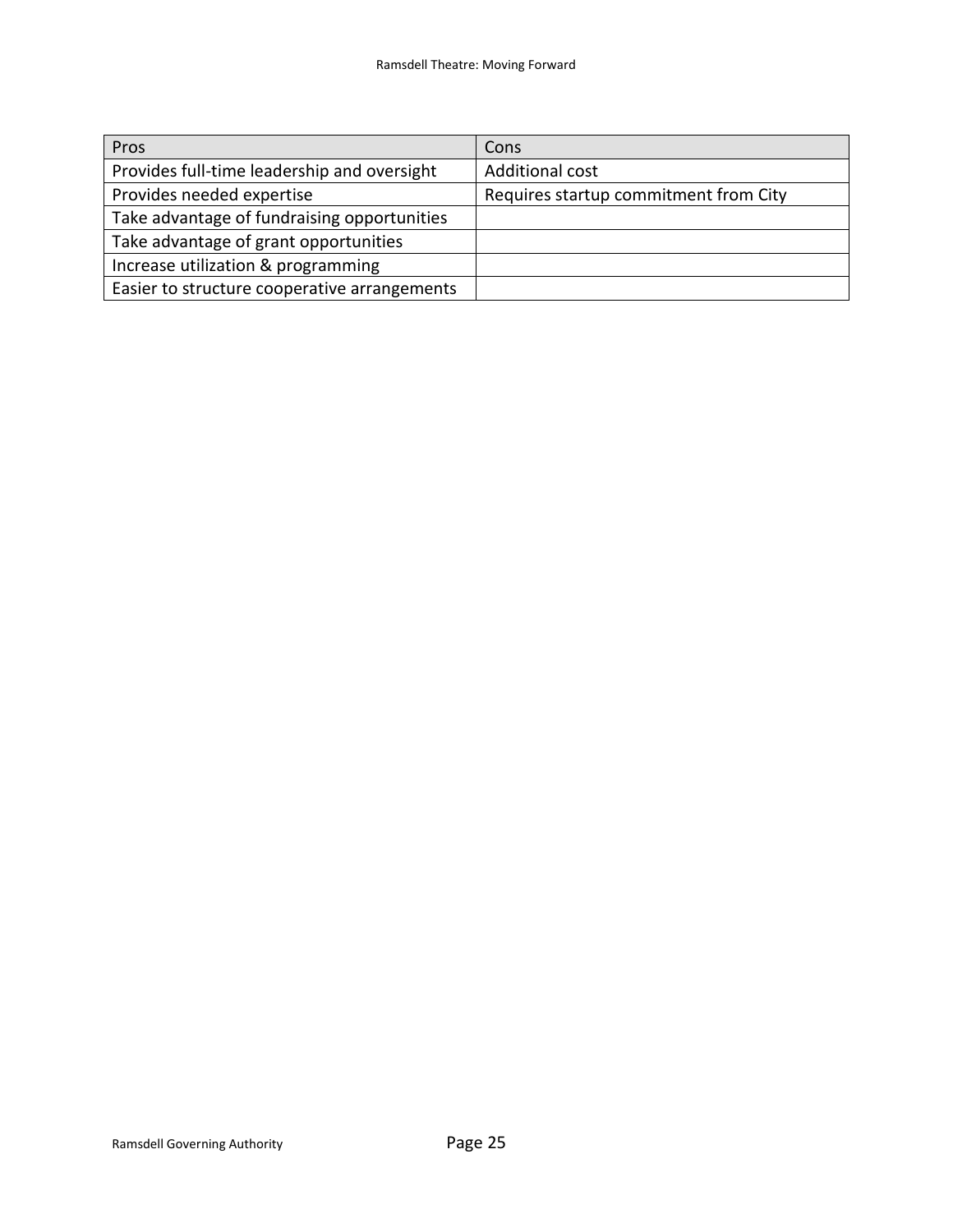| Pros | Cons |
| --- | --- |
| Provides full-time leadership and oversight | Additional cost |
| Provides needed expertise | Requires startup commitment from City |
| Take advantage of fundraising opportunities | |
| Take advantage of grant opportunities | |
| Increase utilization & programming | |
| Easier to structure cooperative arrangements | |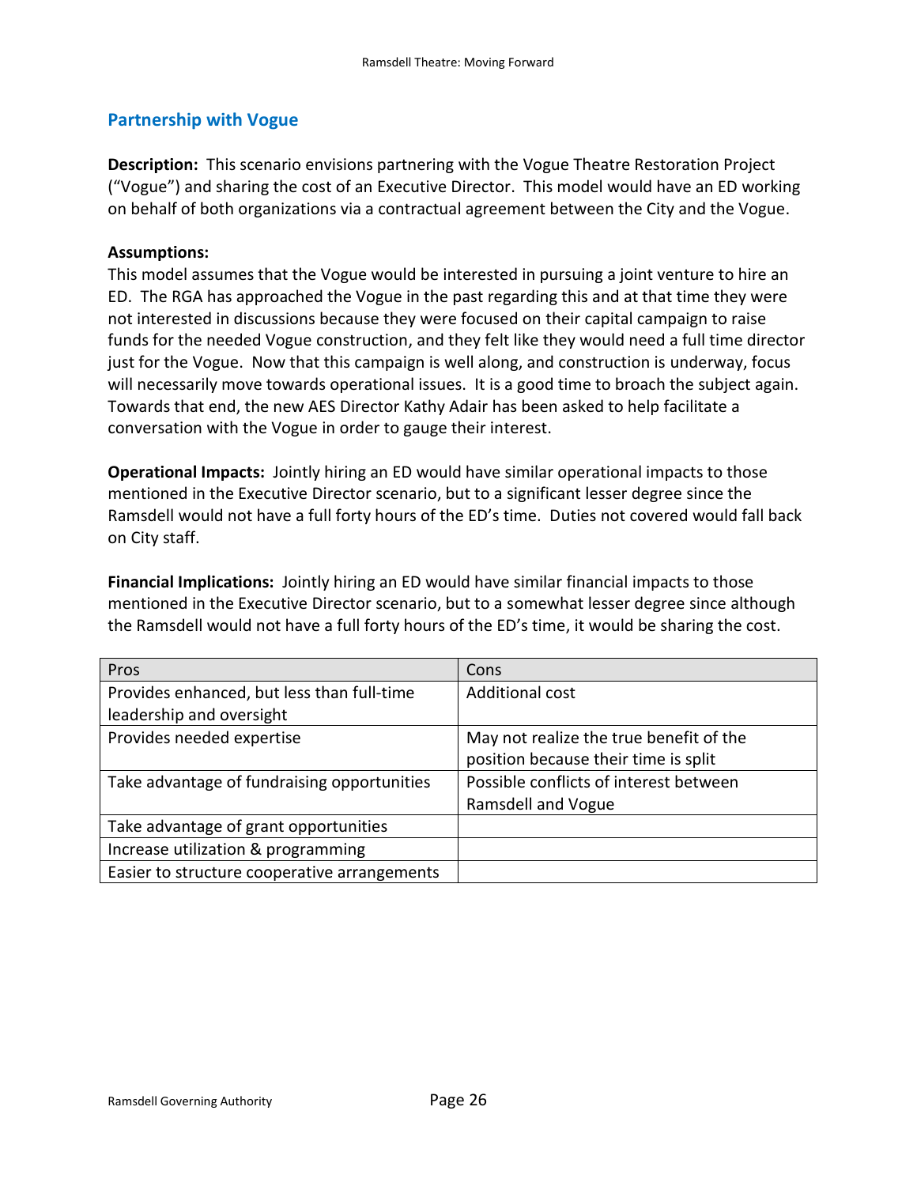## Partnership with Vogue

**Description:** This scenario envisions partnering with the Vogue Theatre Restoration Project ("Vogue") and sharing the cost of an Executive Director. This model would have an ED working on behalf of both organizations via a contractual agreement between the City and the Vogue.

**Assumptions:**
This model assumes that the Vogue would be interested in pursuing a joint venture to hire an ED. The RGA has approached the Vogue in the past regarding this and at that time they were not interested in discussions because they were focused on their capital campaign to raise funds for the needed Vogue construction, and they felt like they would need a full time director just for the Vogue. Now that this campaign is well along, and construction is underway, focus will necessarily move towards operational issues. It is a good time to broach the subject again. Towards that end, the new AES Director Kathy Adair has been asked to help facilitate a conversation with the Vogue in order to gauge their interest.

**Operational Impacts:** Jointly hiring an ED would have similar operational impacts to those mentioned in the Executive Director scenario, but to a significant lesser degree since the Ramsdell would not have a full forty hours of the ED's time. Duties not covered would fall back on City staff.

**Financial Implications:** Jointly hiring an ED would have similar financial impacts to those mentioned in the Executive Director scenario, but to a somewhat lesser degree since although the Ramsdell would not have a full forty hours of the ED's time, it would be sharing the cost.

| Pros | Cons |
|---|---|
| Provides enhanced, but less than full-time leadership and oversight | Additional cost |
| Provides needed expertise | May not realize the true benefit of the position because their time is split |
| Take advantage of fundraising opportunities | Possible conflicts of interest between Ramsdell and Vogue |
| Take advantage of grant opportunities | |
| Increase utilization & programming | |
| Easier to structure cooperative arrangements | |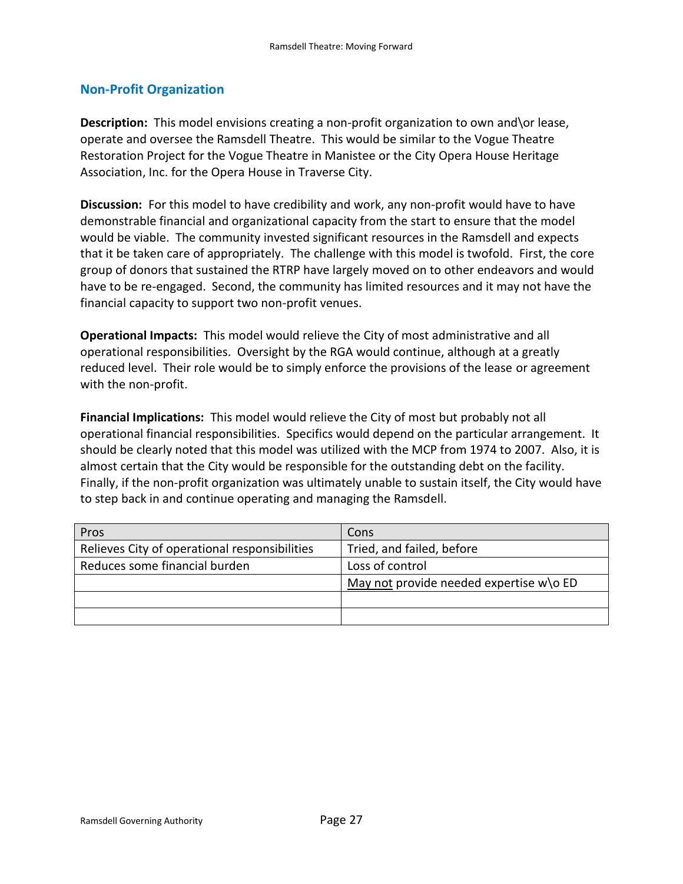## Non-Profit Organization

**Description:** This model envisions creating a non-profit organization to own and\or lease, operate and oversee the Ramsdell Theatre. This would be similar to the Vogue Theatre Restoration Project for the Vogue Theatre in Manistee or the City Opera House Heritage Association, Inc. for the Opera House in Traverse City.

**Discussion:** For this model to have credibility and work, any non-profit would have to have demonstrable financial and organizational capacity from the start to ensure that the model would be viable. The community invested significant resources in the Ramsdell and expects that it be taken care of appropriately. The challenge with this model is twofold. First, the core group of donors that sustained the RTRP have largely moved on to other endeavors and would have to be re-engaged. Second, the community has limited resources and it may not have the financial capacity to support two non-profit venues.

**Operational Impacts:** This model would relieve the City of most administrative and all operational responsibilities. Oversight by the RGA would continue, although at a greatly reduced level. Their role would be to simply enforce the provisions of the lease or agreement with the non-profit.

**Financial Implications:** This model would relieve the City of most but probably not all operational financial responsibilities. Specifics would depend on the particular arrangement. It should be clearly noted that this model was utilized with the MCP from 1974 to 2007. Also, it is almost certain that the City would be responsible for the outstanding debt on the facility. Finally, if the non-profit organization was ultimately unable to sustain itself, the City would have to step back in and continue operating and managing the Ramsdell.

| Pros | Cons |
|---|---|
| Relieves City of operational responsibilities | Tried, and failed, before |
| Reduces some financial burden | Loss of control |
| | <u>May not</u> provide needed expertise w\o ED |
| | |
| | |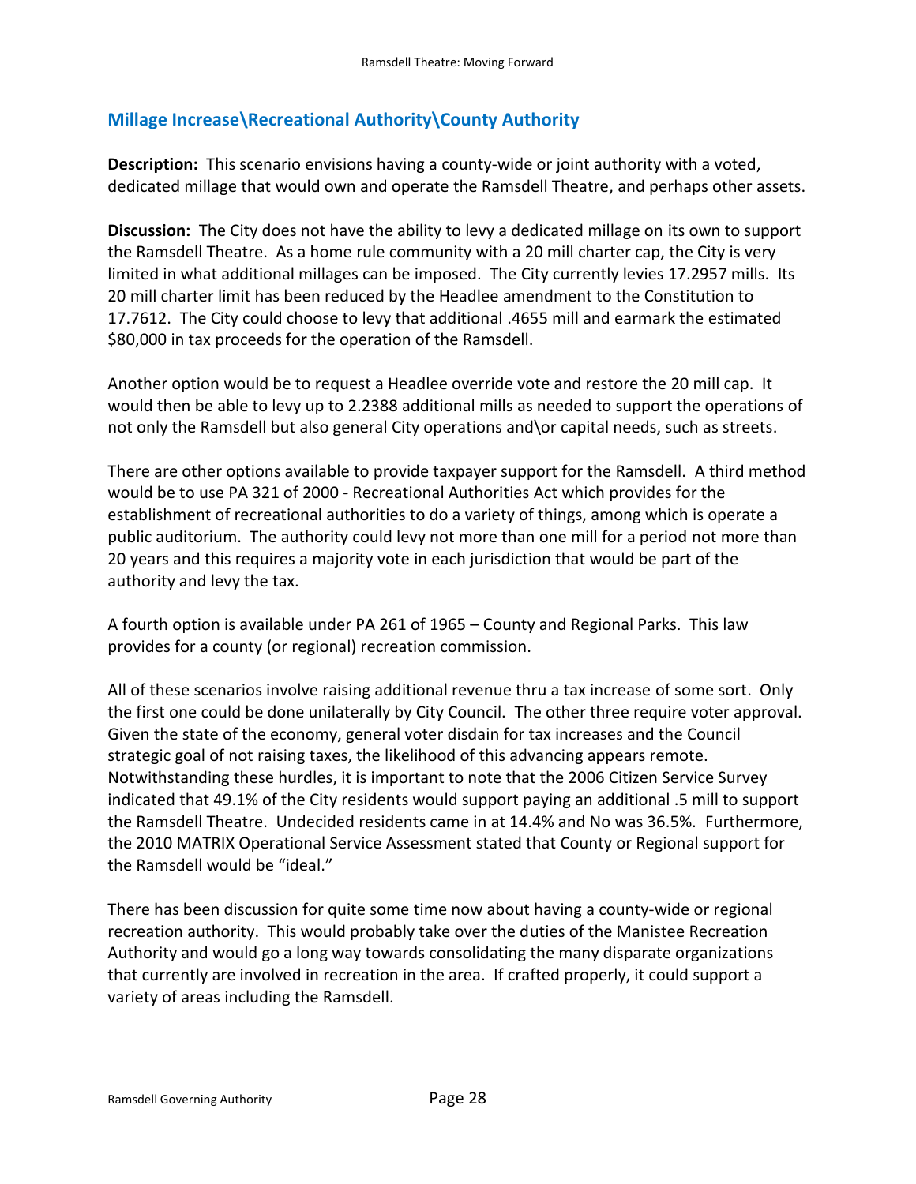## Millage Increase\Recreational Authority\County Authority

**Description:** This scenario envisions having a county-wide or joint authority with a voted, dedicated millage that would own and operate the Ramsdell Theatre, and perhaps other assets.

**Discussion:** The City does not have the ability to levy a dedicated millage on its own to support the Ramsdell Theatre. As a home rule community with a 20 mill charter cap, the City is very limited in what additional millages can be imposed. The City currently levies 17.2957 mills. Its 20 mill charter limit has been reduced by the Headlee amendment to the Constitution to 17.7612. The City could choose to levy that additional .4655 mill and earmark the estimated $80,000 in tax proceeds for the operation of the Ramsdell.

Another option would be to request a Headlee override vote and restore the 20 mill cap. It would then be able to levy up to 2.2388 additional mills as needed to support the operations of not only the Ramsdell but also general City operations and\or capital needs, such as streets.

There are other options available to provide taxpayer support for the Ramsdell. A third method would be to use PA 321 of 2000 - Recreational Authorities Act which provides for the establishment of recreational authorities to do a variety of things, among which is operate a public auditorium. The authority could levy not more than one mill for a period not more than 20 years and this requires a majority vote in each jurisdiction that would be part of the authority and levy the tax.

A fourth option is available under PA 261 of 1965 – County and Regional Parks. This law provides for a county (or regional) recreation commission.

All of these scenarios involve raising additional revenue thru a tax increase of some sort. Only the first one could be done unilaterally by City Council. The other three require voter approval. Given the state of the economy, general voter disdain for tax increases and the Council strategic goal of not raising taxes, the likelihood of this advancing appears remote. Notwithstanding these hurdles, it is important to note that the 2006 Citizen Service Survey indicated that 49.1% of the City residents would support paying an additional .5 mill to support the Ramsdell Theatre. Undecided residents came in at 14.4% and No was 36.5%. Furthermore, the 2010 MATRIX Operational Service Assessment stated that County or Regional support for the Ramsdell would be "ideal."

There has been discussion for quite some time now about having a county-wide or regional recreation authority. This would probably take over the duties of the Manistee Recreation Authority and would go a long way towards consolidating the many disparate organizations that currently are involved in recreation in the area. If crafted properly, it could support a variety of areas including the Ramsdell.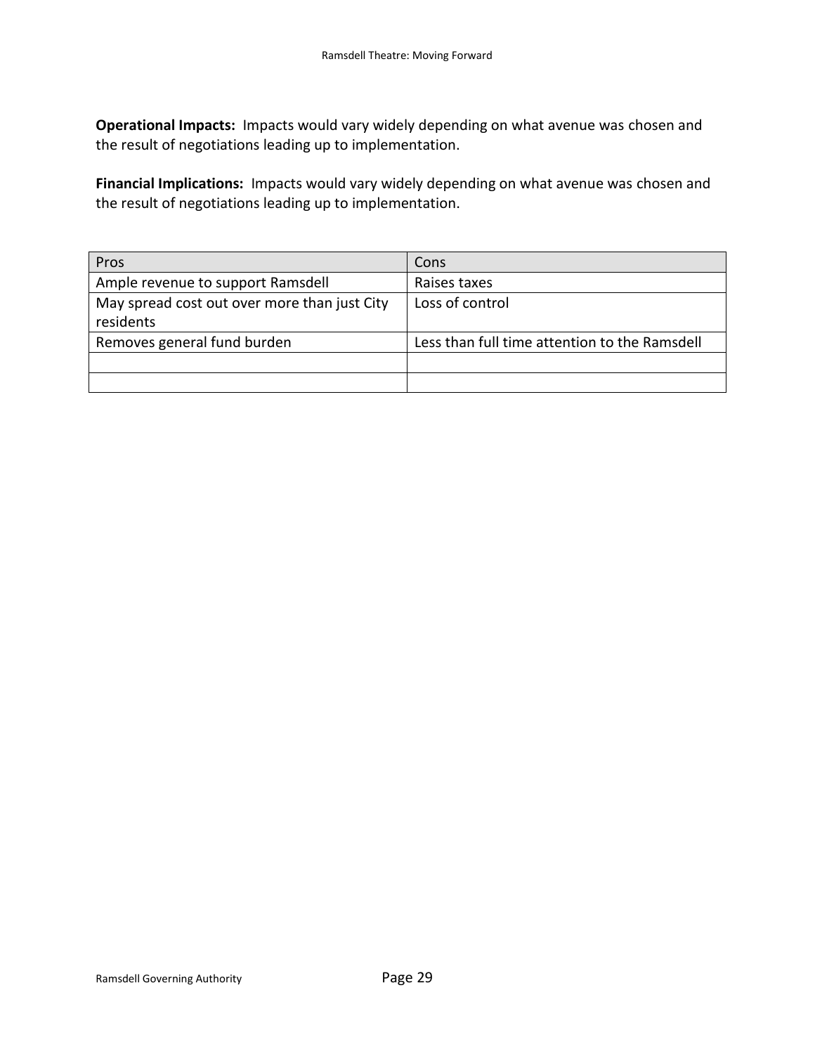**Operational Impacts:** Impacts would vary widely depending on what avenue was chosen and the result of negotiations leading up to implementation.

**Financial Implications:** Impacts would vary widely depending on what avenue was chosen and the result of negotiations leading up to implementation.

| Pros | Cons |
| --- | --- |
| Ample revenue to support Ramsdell | Raises taxes |
| May spread cost out over more than just City residents | Loss of control |
| Removes general fund burden | Less than full time attention to the Ramsdell |
| | |
| | |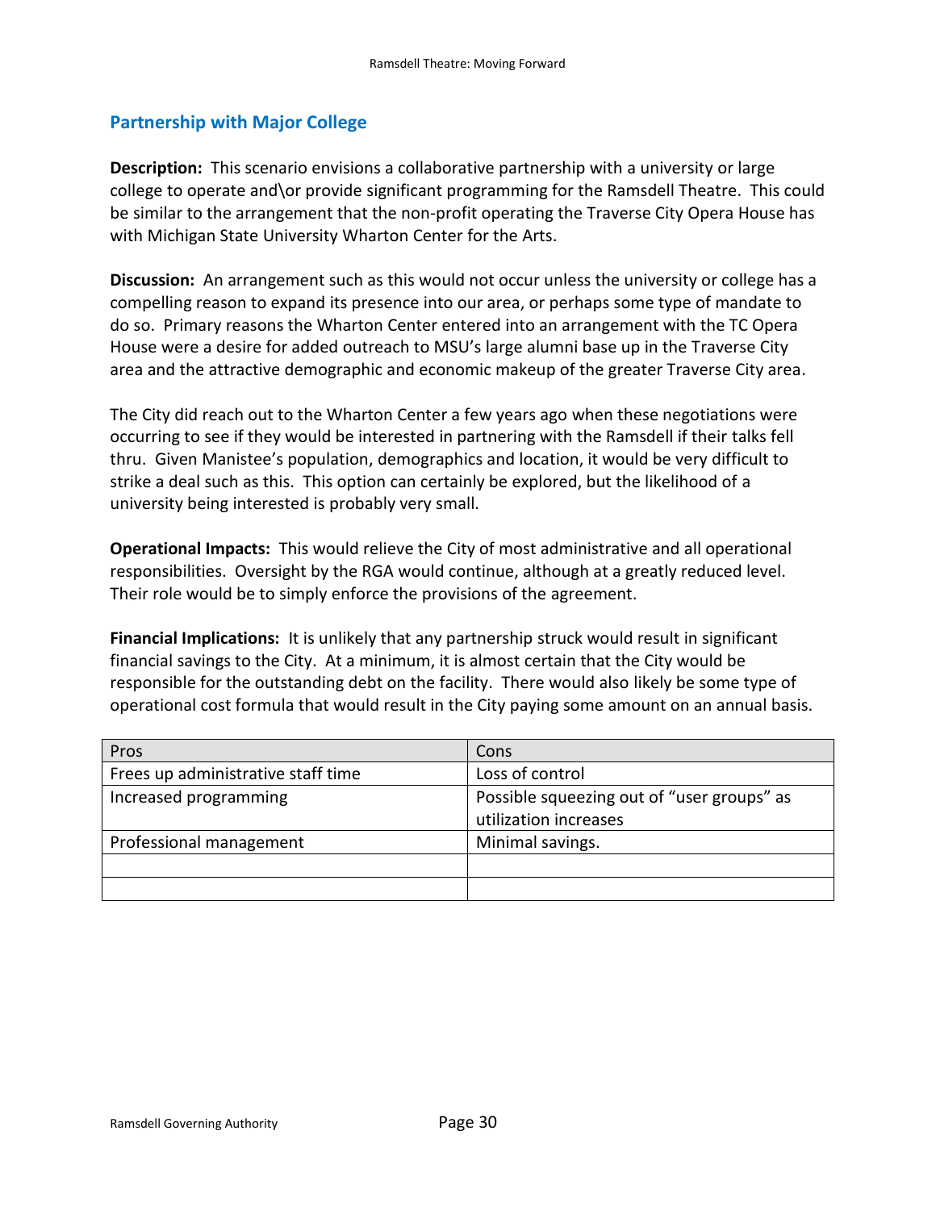## Partnership with Major College

**Description:** This scenario envisions a collaborative partnership with a university or large college to operate and\or provide significant programming for the Ramsdell Theatre. This could be similar to the arrangement that the non-profit operating the Traverse City Opera House has with Michigan State University Wharton Center for the Arts.

**Discussion:** An arrangement such as this would not occur unless the university or college has a compelling reason to expand its presence into our area, or perhaps some type of mandate to do so. Primary reasons the Wharton Center entered into an arrangement with the TC Opera House were a desire for added outreach to MSU's large alumni base up in the Traverse City area and the attractive demographic and economic makeup of the greater Traverse City area.

The City did reach out to the Wharton Center a few years ago when these negotiations were occurring to see if they would be interested in partnering with the Ramsdell if their talks fell thru. Given Manistee's population, demographics and location, it would be very difficult to strike a deal such as this. This option can certainly be explored, but the likelihood of a university being interested is probably very small.

**Operational Impacts:** This would relieve the City of most administrative and all operational responsibilities. Oversight by the RGA would continue, although at a greatly reduced level. Their role would be to simply enforce the provisions of the agreement.

**Financial Implications:** It is unlikely that any partnership struck would result in significant financial savings to the City. At a minimum, it is almost certain that the City would be responsible for the outstanding debt on the facility. There would also likely be some type of operational cost formula that would result in the City paying some amount on an annual basis.

| Pros | Cons |
|---|---|
| Frees up administrative staff time | Loss of control |
| Increased programming | Possible squeezing out of "user groups" as utilization increases |
| Professional management | Minimal savings. |
| | |
| | |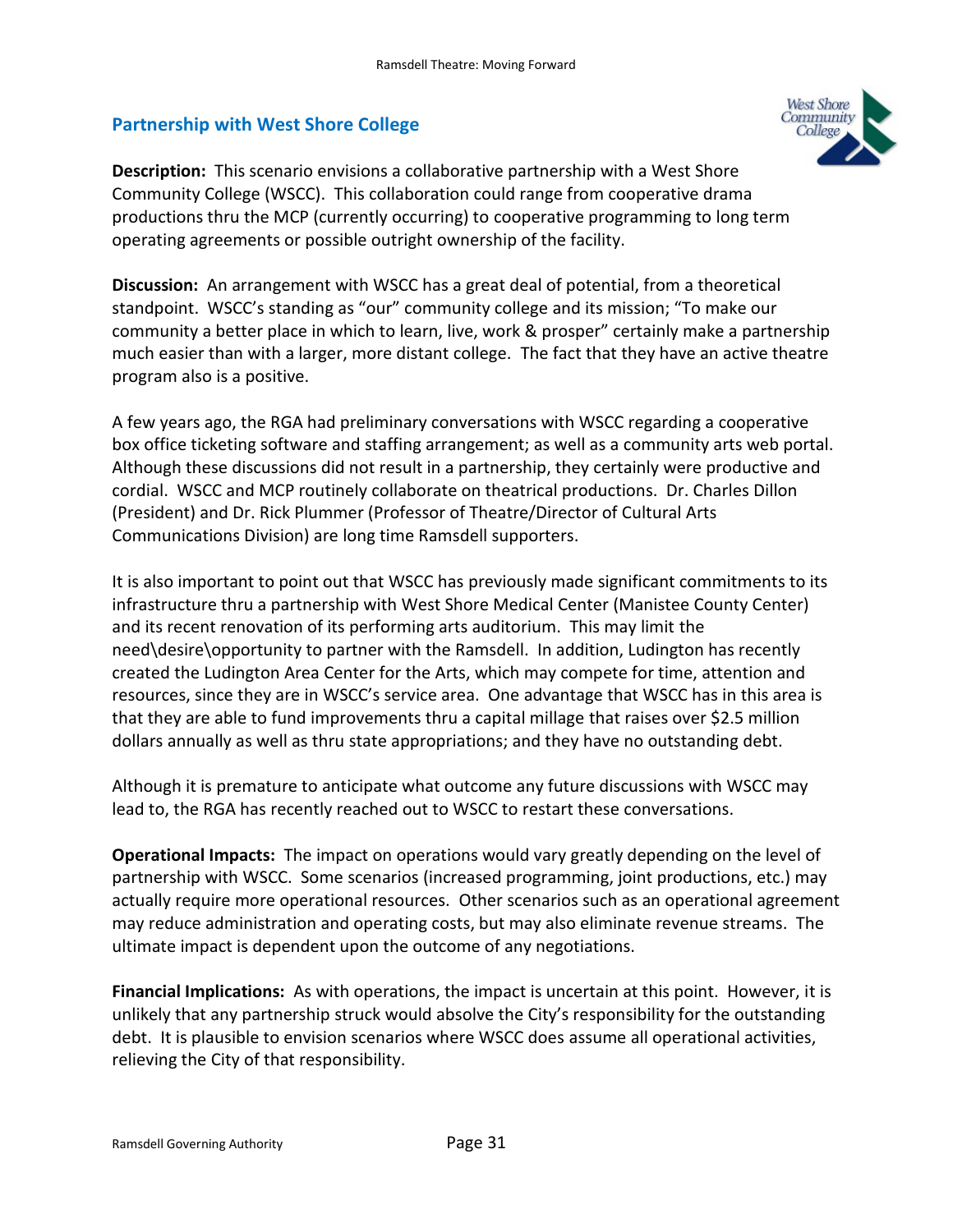## Partnership with West Shore College

**Description:** This scenario envisions a collaborative partnership with a West Shore Community College (WSCC). This collaboration could range from cooperative drama productions thru the MCP (currently occurring) to cooperative programming to long term operating agreements or possible outright ownership of the facility.

**Discussion:** An arrangement with WSCC has a great deal of potential, from a theoretical standpoint. WSCC's standing as "our" community college and its mission; "To make our community a better place in which to learn, live, work & prosper" certainly make a partnership much easier than with a larger, more distant college. The fact that they have an active theatre program also is a positive.

A few years ago, the RGA had preliminary conversations with WSCC regarding a cooperative box office ticketing software and staffing arrangement; as well as a community arts web portal. Although these discussions did not result in a partnership, they certainly were productive and cordial. WSCC and MCP routinely collaborate on theatrical productions. Dr. Charles Dillon (President) and Dr. Rick Plummer (Professor of Theatre/Director of Cultural Arts Communications Division) are long time Ramsdell supporters.

It is also important to point out that WSCC has previously made significant commitments to its infrastructure thru a partnership with West Shore Medical Center (Manistee County Center) and its recent renovation of its performing arts auditorium. This may limit the need\desire\opportunity to partner with the Ramsdell. In addition, Ludington has recently created the Ludington Area Center for the Arts, which may compete for time, attention and resources, since they are in WSCC's service area. One advantage that WSCC has in this area is that they are able to fund improvements thru a capital millage that raises over $2.5 million dollars annually as well as thru state appropriations; and they have no outstanding debt.

Although it is premature to anticipate what outcome any future discussions with WSCC may lead to, the RGA has recently reached out to WSCC to restart these conversations.

**Operational Impacts:** The impact on operations would vary greatly depending on the level of partnership with WSCC. Some scenarios (increased programming, joint productions, etc.) may actually require more operational resources. Other scenarios such as an operational agreement may reduce administration and operating costs, but may also eliminate revenue streams. The ultimate impact is dependent upon the outcome of any negotiations.

**Financial Implications:** As with operations, the impact is uncertain at this point. However, it is unlikely that any partnership struck would absolve the City's responsibility for the outstanding debt. It is plausible to envision scenarios where WSCC does assume all operational activities, relieving the City of that responsibility.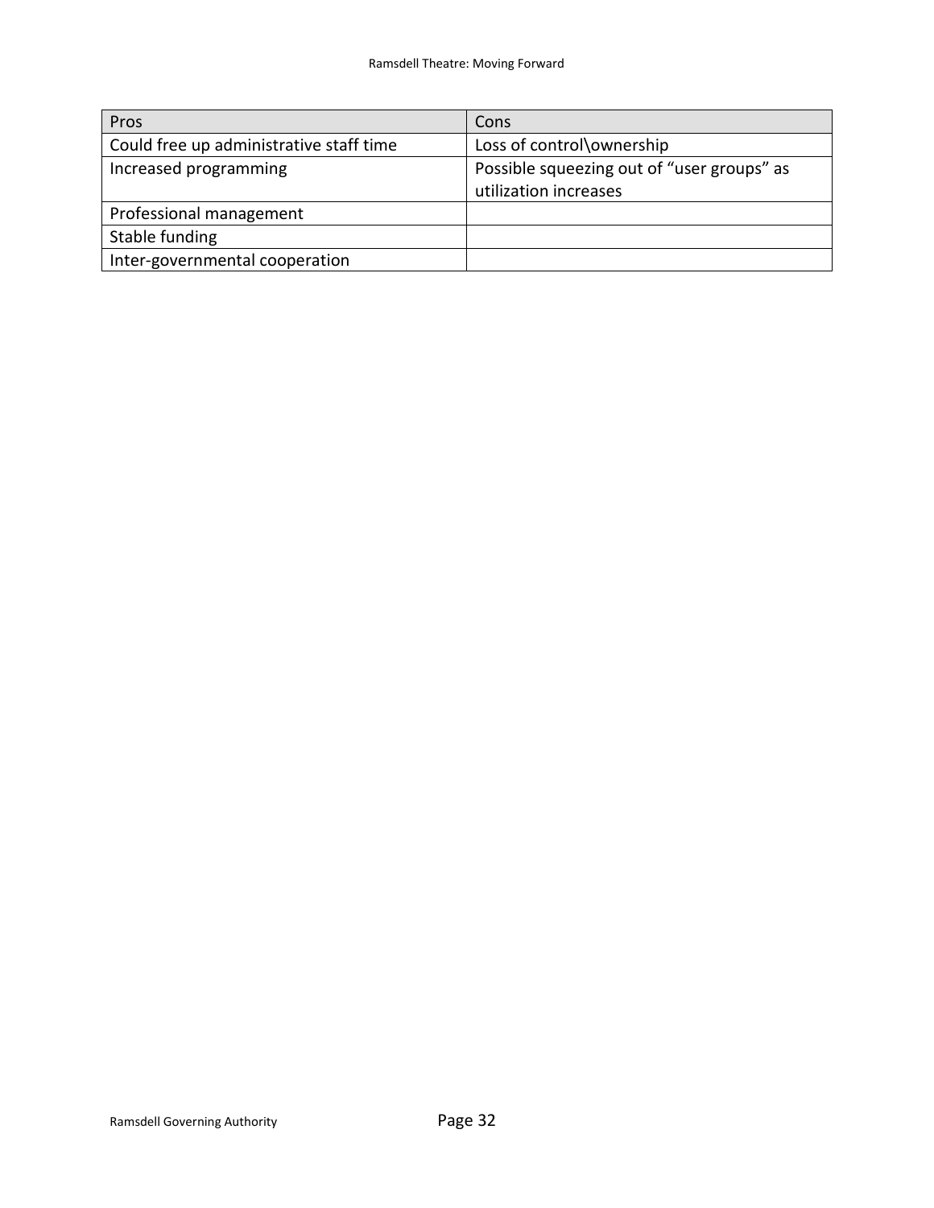| Pros | Cons |
|---|---|
| Could free up administrative staff time | Loss of control\ownership |
| Increased programming | Possible squeezing out of “user groups” as utilization increases |
| Professional management | |
| Stable funding | |
| Inter-governmental cooperation | |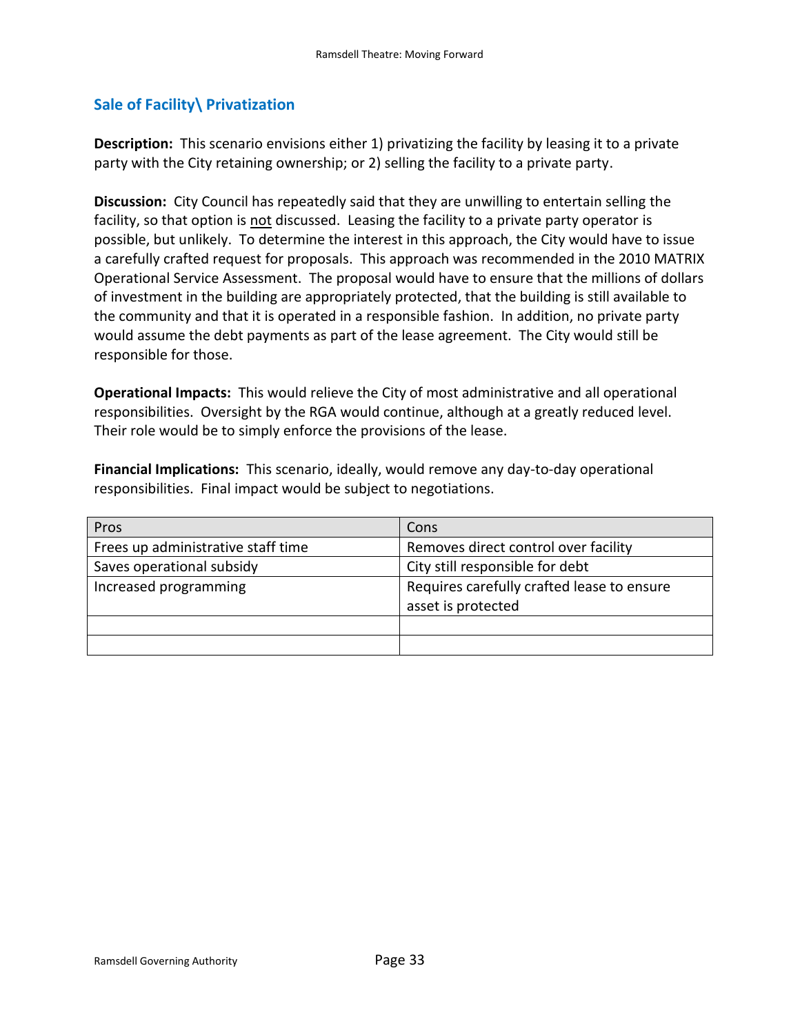## Sale of Facility\ Privatization

**Description:** This scenario envisions either 1) privatizing the facility by leasing it to a private party with the City retaining ownership; or 2) selling the facility to a private party.

**Discussion:** City Council has repeatedly said that they are unwilling to entertain selling the facility, so that option is <u>not</u> discussed. Leasing the facility to a private party operator is possible, but unlikely. To determine the interest in this approach, the City would have to issue a carefully crafted request for proposals. This approach was recommended in the 2010 MATRIX Operational Service Assessment. The proposal would have to ensure that the millions of dollars of investment in the building are appropriately protected, that the building is still available to the community and that it is operated in a responsible fashion. In addition, no private party would assume the debt payments as part of the lease agreement. The City would still be responsible for those.

**Operational Impacts:** This would relieve the City of most administrative and all operational responsibilities. Oversight by the RGA would continue, although at a greatly reduced level. Their role would be to simply enforce the provisions of the lease.

**Financial Implications:** This scenario, ideally, would remove any day-to-day operational responsibilities. Final impact would be subject to negotiations.

| Pros | Cons |
|---|---|
| Frees up administrative staff time | Removes direct control over facility |
| Saves operational subsidy | City still responsible for debt |
| Increased programming | Requires carefully crafted lease to ensure asset is protected |
| | |
| | |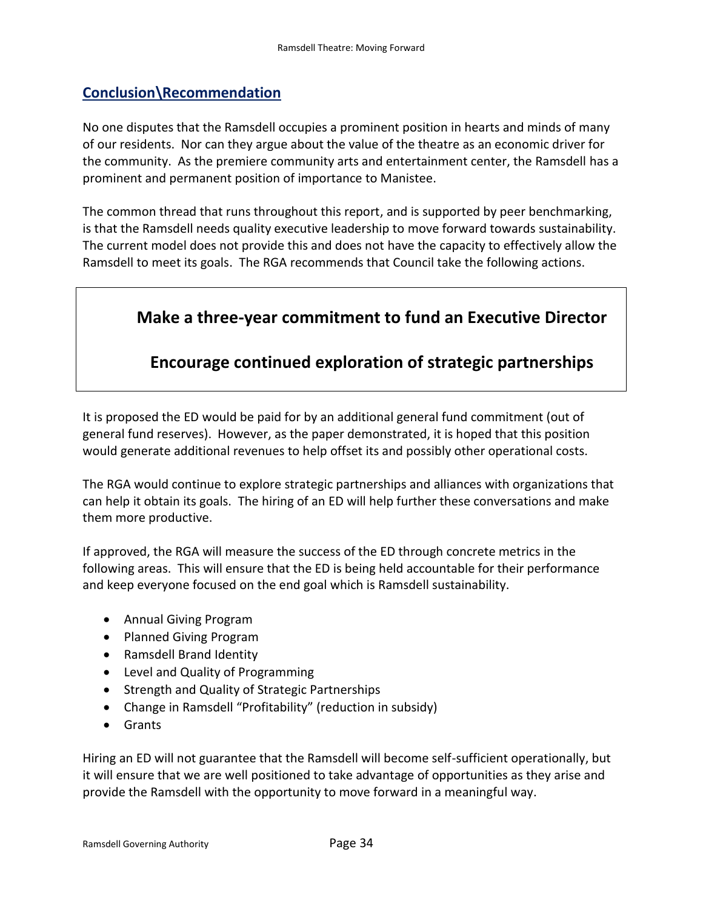## Conclusion\Recommendation

No one disputes that the Ramsdell occupies a prominent position in hearts and minds of many of our residents. Nor can they argue about the value of the theatre as an economic driver for the community. As the premiere community arts and entertainment center, the Ramsdell has a prominent and permanent position of importance to Manistee.

The common thread that runs throughout this report, and is supported by peer benchmarking, is that the Ramsdell needs quality executive leadership to move forward towards sustainability. The current model does not provide this and does not have the capacity to effectively allow the Ramsdell to meet its goals. The RGA recommends that Council take the following actions.

**Make a three-year commitment to fund an Executive Director**

**Encourage continued exploration of strategic partnerships**

It is proposed the ED would be paid for by an additional general fund commitment (out of general fund reserves). However, as the paper demonstrated, it is hoped that this position would generate additional revenues to help offset its and possibly other operational costs.

The RGA would continue to explore strategic partnerships and alliances with organizations that can help it obtain its goals. The hiring of an ED will help further these conversations and make them more productive.

If approved, the RGA will measure the success of the ED through concrete metrics in the following areas. This will ensure that the ED is being held accountable for their performance and keep everyone focused on the end goal which is Ramsdell sustainability.

- Annual Giving Program
- Planned Giving Program
- Ramsdell Brand Identity
- Level and Quality of Programming
- Strength and Quality of Strategic Partnerships
- Change in Ramsdell "Profitability" (reduction in subsidy)
- Grants

Hiring an ED will not guarantee that the Ramsdell will become self-sufficient operationally, but it will ensure that we are well positioned to take advantage of opportunities as they arise and provide the Ramsdell with the opportunity to move forward in a meaningful way.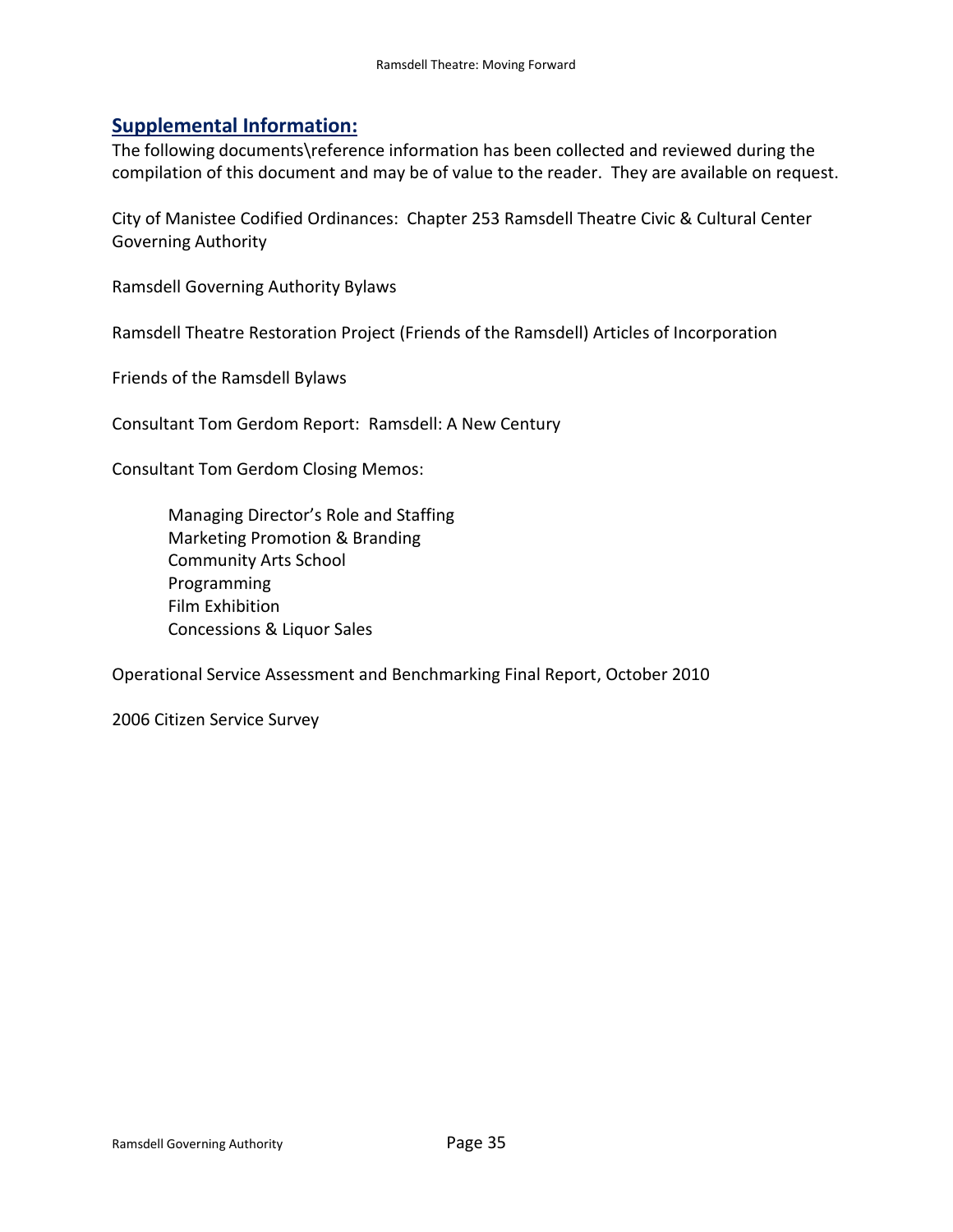## Supplemental Information:

The following documents\reference information has been collected and reviewed during the compilation of this document and may be of value to the reader. They are available on request.

City of Manistee Codified Ordinances: Chapter 253 Ramsdell Theatre Civic & Cultural Center Governing Authority

Ramsdell Governing Authority Bylaws

Ramsdell Theatre Restoration Project (Friends of the Ramsdell) Articles of Incorporation

Friends of the Ramsdell Bylaws

Consultant Tom Gerdom Report: Ramsdell: A New Century

Consultant Tom Gerdom Closing Memos:

- Managing Director's Role and Staffing
- Marketing Promotion & Branding
- Community Arts School
- Programming
- Film Exhibition
- Concessions & Liquor Sales

Operational Service Assessment and Benchmarking Final Report, October 2010

2006 Citizen Service Survey